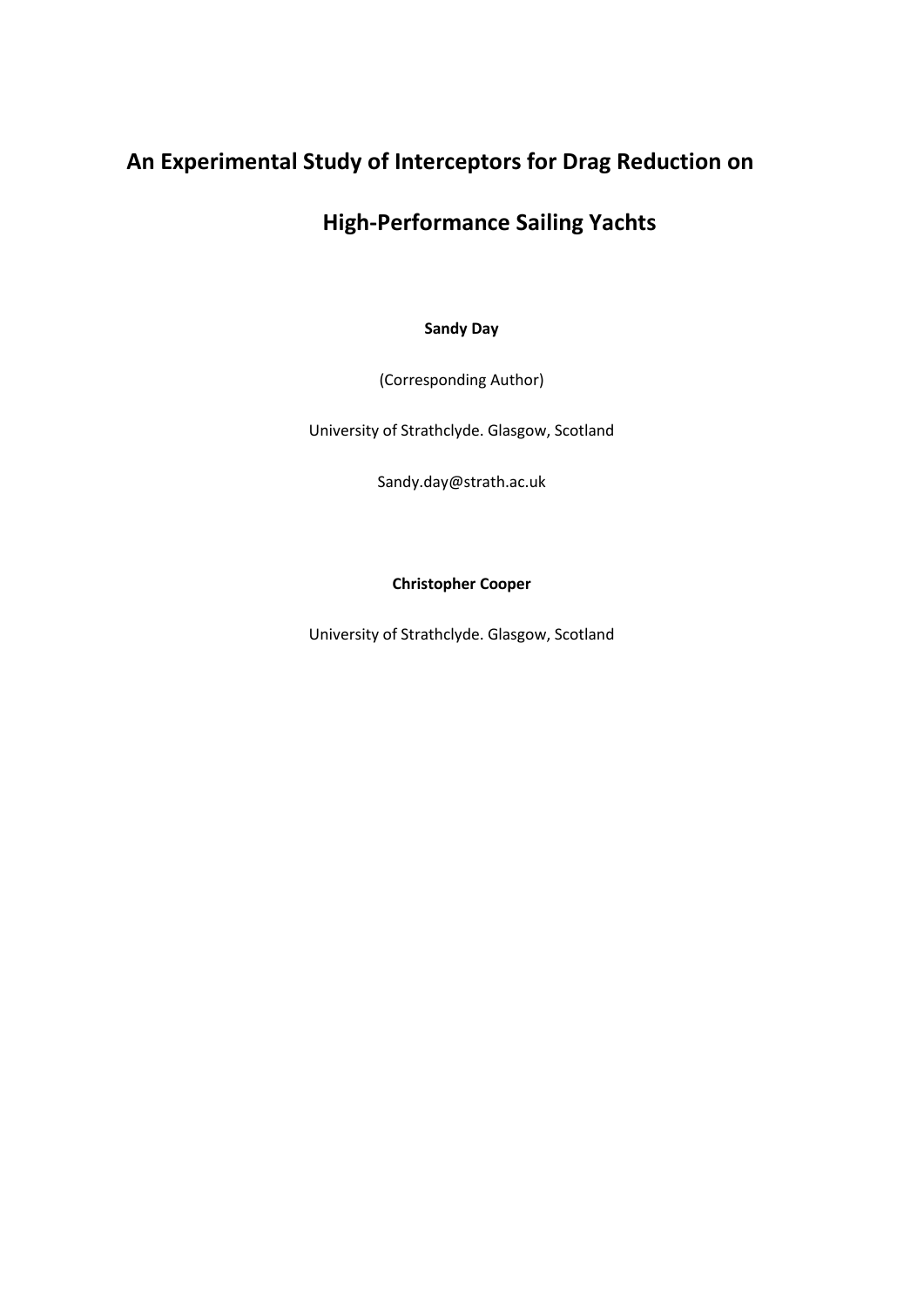# An Experimental Study of Interceptors for Drag Reduction on High-Performance Sailing Yachts

**Sandy Day**

(Corresponding Author)

University of Strathclyde. Glasgow, Scotland

Sandy.day@strath.ac.uk

**Christopher Cooper**

University of Strathclyde. Glasgow, Scotland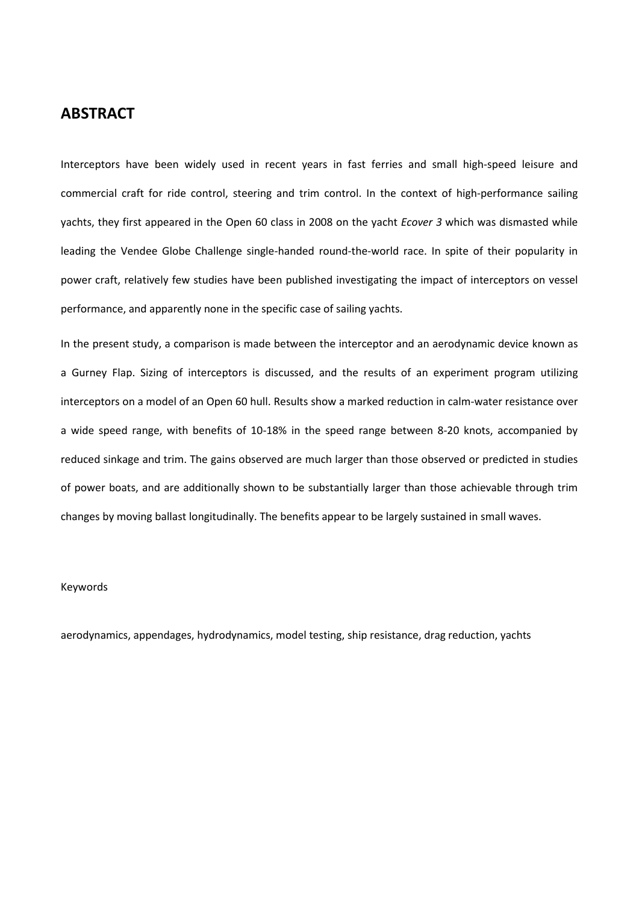## ABSTRACT

Interceptors have been widely used in recent years in fast ferries and small high-speed leisure and commercial craft for ride control, steering and trim control. In the context of high-performance sailing yachts, they first appeared in the Open 60 class in 2008 on the yacht *Ecover 3* which was dismasted while leading the Vendee Globe Challenge single-handed round-the-world race. In spite of their popularity in power craft, relatively few studies have been published investigating the impact of interceptors on vessel performance, and apparently none in the specific case of sailing yachts.

In the present study, a comparison is made between the interceptor and an aerodynamic device known as a Gurney Flap. Sizing of interceptors is discussed, and the results of an experiment program utilizing interceptors on a model of an Open 60 hull. Results show a marked reduction in calm-water resistance over a wide speed range, with benefits of 10-18% in the speed range between 8-20 knots, accompanied by reduced sinkage and trim. The gains observed are much larger than those observed or predicted in studies of power boats, and are additionally shown to be substantially larger than those achievable through trim changes by moving ballast longitudinally. The benefits appear to be largely sustained in small waves.

Keywords

aerodynamics, appendages, hydrodynamics, model testing, ship resistance, drag reduction, yachts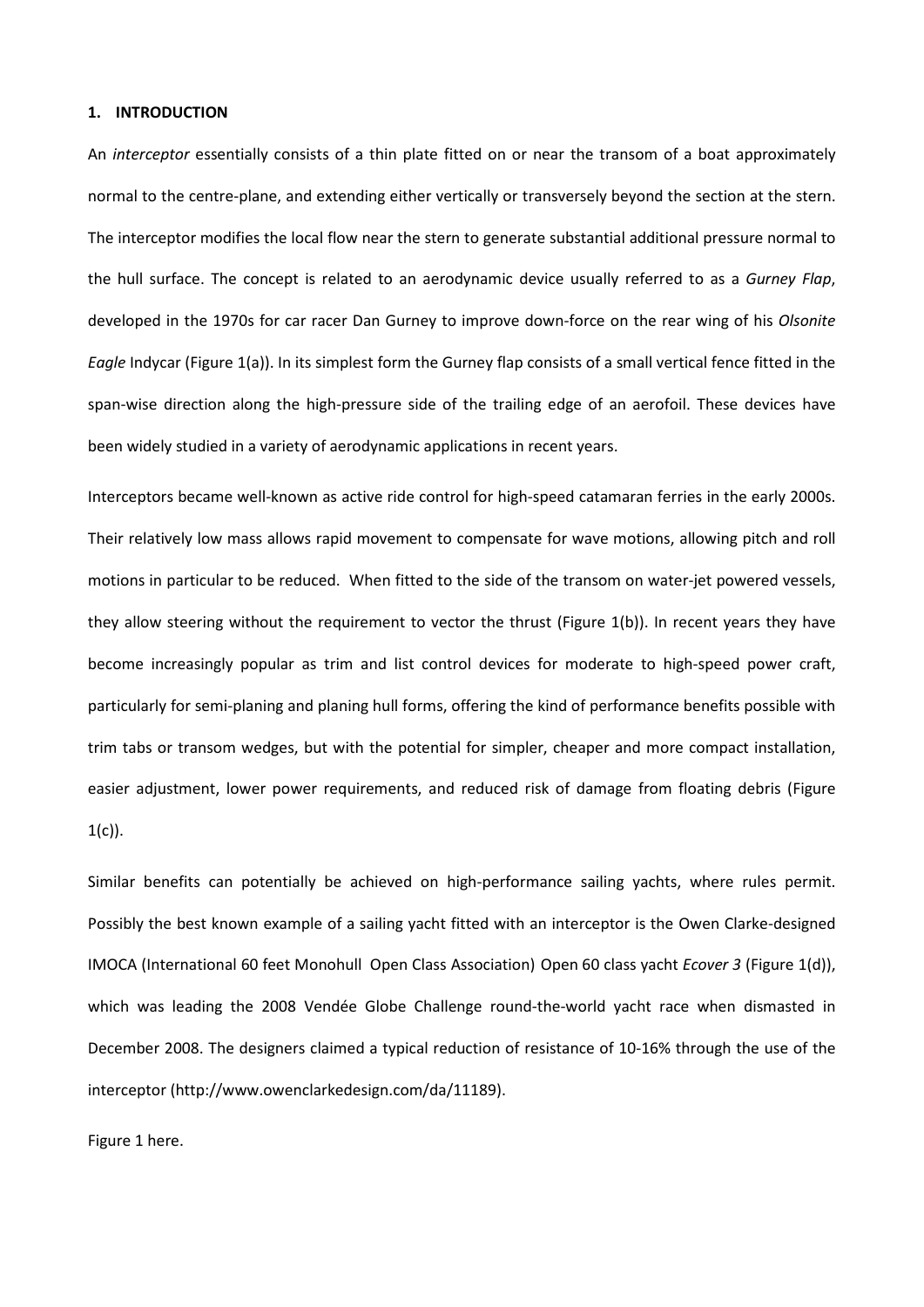## 1. INTRODUCTION

An *interceptor* essentially consists of a thin plate fitted on or near the transom of a boat approximately normal to the centre-plane, and extending either vertically or transversely beyond the section at the stern. The interceptor modifies the local flow near the stern to generate substantial additional pressure normal to the hull surface. The concept is related to an aerodynamic device usually referred to as a *Gurney Flap*, developed in the 1970s for car racer Dan Gurney to improve down-force on the rear wing of his *Olsonite Eagle* Indycar (Figure 1(a)). In its simplest form the Gurney flap consists of a small vertical fence fitted in the span-wise direction along the high-pressure side of the trailing edge of an aerofoil. These devices have been widely studied in a variety of aerodynamic applications in recent years.

Interceptors became well-known as active ride control for high-speed catamaran ferries in the early 2000s. Their relatively low mass allows rapid movement to compensate for wave motions, allowing pitch and roll motions in particular to be reduced. When fitted to the side of the transom on water-jet powered vessels, they allow steering without the requirement to vector the thrust (Figure 1(b)). In recent years they have become increasingly popular as trim and list control devices for moderate to high-speed power craft, particularly for semi-planing and planing hull forms, offering the kind of performance benefits possible with trim tabs or transom wedges, but with the potential for simpler, cheaper and more compact installation, easier adjustment, lower power requirements, and reduced risk of damage from floating debris (Figure 1(c)).

Similar benefits can potentially be achieved on high-performance sailing yachts, where rules permit. Possibly the best known example of a sailing yacht fitted with an interceptor is the Owen Clarke-designed IMOCA (International 60 feet Monohull Open Class Association) Open 60 class yacht *Ecover 3* (Figure 1(d)), which was leading the 2008 Vendée Globe Challenge round-the-world yacht race when dismasted in December 2008. The designers claimed a typical reduction of resistance of 10-16% through the use of the interceptor (http://www.owenclarkedesign.com/da/11189).

Figure 1 here.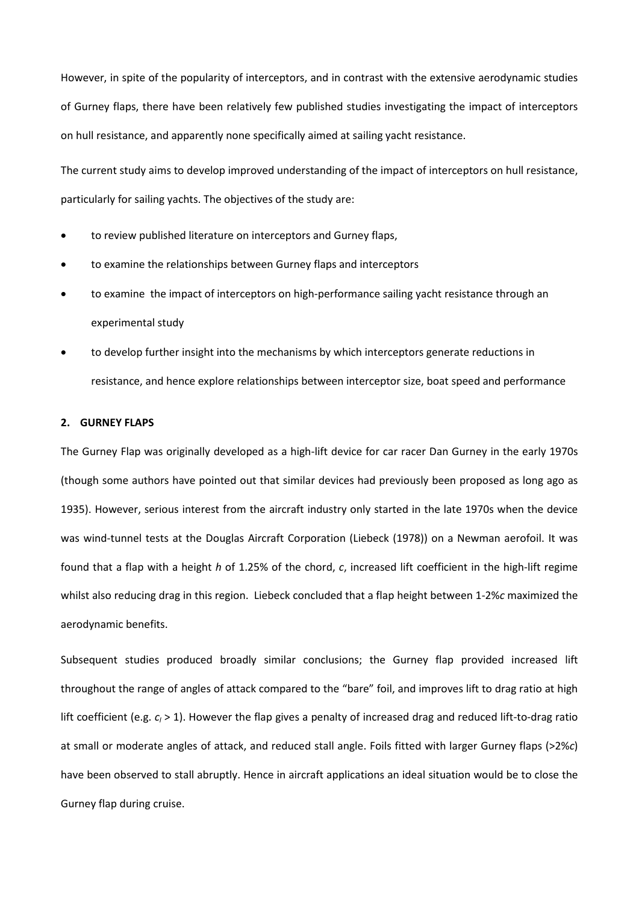However, in spite of the popularity of interceptors, and in contrast with the extensive aerodynamic studies of Gurney flaps, there have been relatively few published studies investigating the impact of interceptors on hull resistance, and apparently none specifically aimed at sailing yacht resistance.

The current study aims to develop improved understanding of the impact of interceptors on hull resistance, particularly for sailing yachts. The objectives of the study are:

- to review published literature on interceptors and Gurney flaps,
- to examine the relationships between Gurney flaps and interceptors
- to examine the impact of interceptors on high-performance sailing yacht resistance through an experimental study
- to develop further insight into the mechanisms by which interceptors generate reductions in resistance, and hence explore relationships between interceptor size, boat speed and performance

## 2. GURNEY FLAPS

The Gurney Flap was originally developed as a high-lift device for car racer Dan Gurney in the early 1970s (though some authors have pointed out that similar devices had previously been proposed as long ago as 1935). However, serious interest from the aircraft industry only started in the late 1970s when the device was wind-tunnel tests at the Douglas Aircraft Corporation (Liebeck (1978)) on a Newman aerofoil. It was found that a flap with a height $h$ of 1.25% of the chord, $c$, increased lift coefficient in the high-lift regime whilst also reducing drag in this region. Liebeck concluded that a flap height between 1-2%$c$ maximized the aerodynamic benefits.

Subsequent studies produced broadly similar conclusions; the Gurney flap provided increased lift throughout the range of angles of attack compared to the "bare" foil, and improves lift to drag ratio at high lift coefficient (e.g. $c_l > 1$). However the flap gives a penalty of increased drag and reduced lift-to-drag ratio at small or moderate angles of attack, and reduced stall angle. Foils fitted with larger Gurney flaps (>2%$c$) have been observed to stall abruptly. Hence in aircraft applications an ideal situation would be to close the Gurney flap during cruise.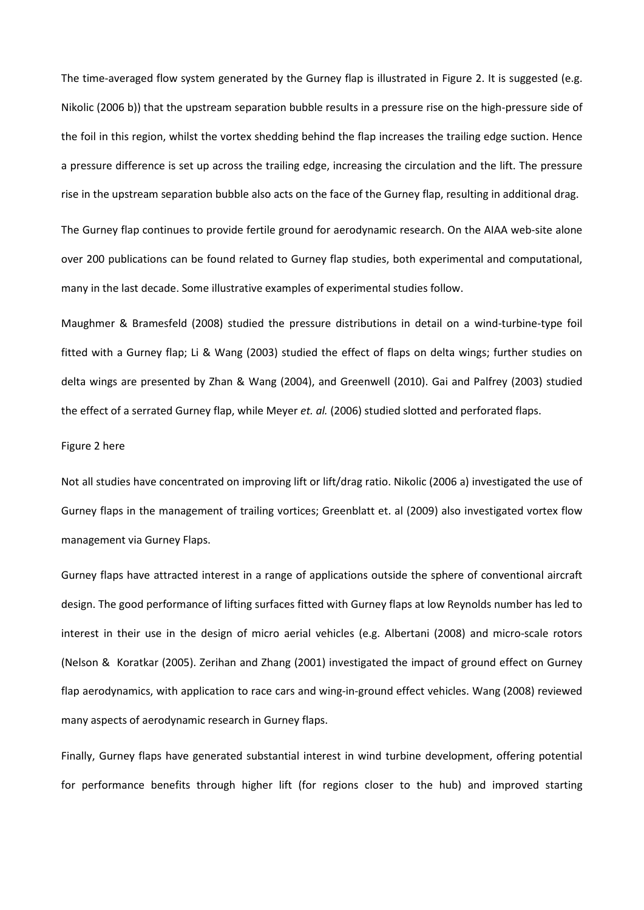The time-averaged flow system generated by the Gurney flap is illustrated in Figure 2. It is suggested (e.g. Nikolic (2006 b)) that the upstream separation bubble results in a pressure rise on the high-pressure side of the foil in this region, whilst the vortex shedding behind the flap increases the trailing edge suction. Hence a pressure difference is set up across the trailing edge, increasing the circulation and the lift. The pressure rise in the upstream separation bubble also acts on the face of the Gurney flap, resulting in additional drag.

The Gurney flap continues to provide fertile ground for aerodynamic research. On the AIAA web-site alone over 200 publications can be found related to Gurney flap studies, both experimental and computational, many in the last decade. Some illustrative examples of experimental studies follow.

Maughmer & Bramesfeld (2008) studied the pressure distributions in detail on a wind-turbine-type foil fitted with a Gurney flap; Li & Wang (2003) studied the effect of flaps on delta wings; further studies on delta wings are presented by Zhan & Wang (2004), and Greenwell (2010). Gai and Palfrey (2003) studied the effect of a serrated Gurney flap, while Meyer *et. al.* (2006) studied slotted and perforated flaps.

Figure 2 here

Not all studies have concentrated on improving lift or lift/drag ratio. Nikolic (2006 a) investigated the use of Gurney flaps in the management of trailing vortices; Greenblatt et. al (2009) also investigated vortex flow management via Gurney Flaps.

Gurney flaps have attracted interest in a range of applications outside the sphere of conventional aircraft design. The good performance of lifting surfaces fitted with Gurney flaps at low Reynolds number has led to interest in their use in the design of micro aerial vehicles (e.g. Albertani (2008) and micro-scale rotors (Nelson & Koratkar (2005). Zerihan and Zhang (2001) investigated the impact of ground effect on Gurney flap aerodynamics, with application to race cars and wing-in-ground effect vehicles. Wang (2008) reviewed many aspects of aerodynamic research in Gurney flaps.

Finally, Gurney flaps have generated substantial interest in wind turbine development, offering potential for performance benefits through higher lift (for regions closer to the hub) and improved starting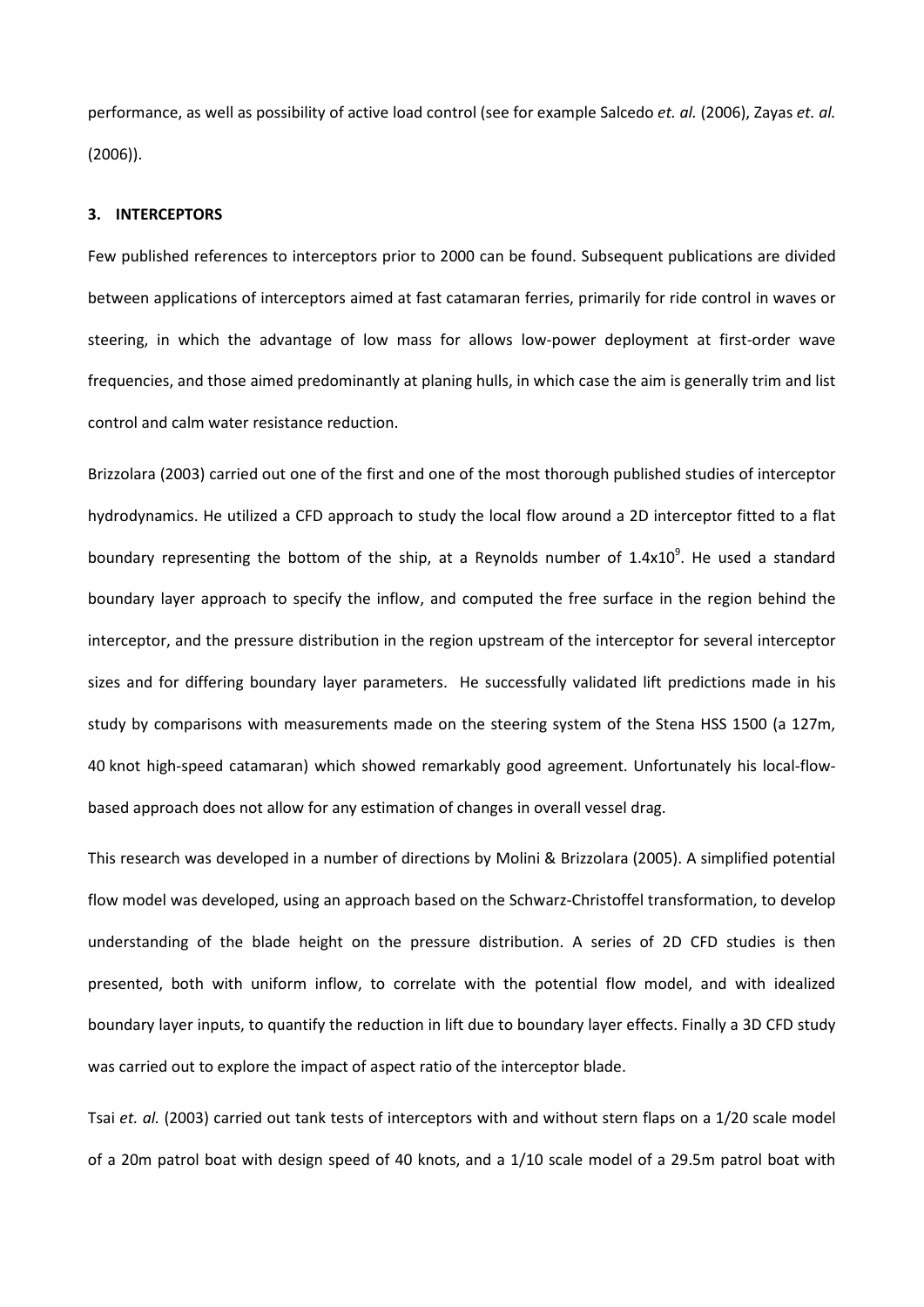performance, as well as possibility of active load control (see for example Salcedo *et. al.* (2006), Zayas *et. al.* (2006)).

## 3. INTERCEPTORS

Few published references to interceptors prior to 2000 can be found. Subsequent publications are divided between applications of interceptors aimed at fast catamaran ferries, primarily for ride control in waves or steering, in which the advantage of low mass for allows low-power deployment at first-order wave frequencies, and those aimed predominantly at planing hulls, in which case the aim is generally trim and list control and calm water resistance reduction.

Brizzolara (2003) carried out one of the first and one of the most thorough published studies of interceptor hydrodynamics. He utilized a CFD approach to study the local flow around a 2D interceptor fitted to a flat boundary representing the bottom of the ship, at a Reynolds number of $1.4 \times 10^9$. He used a standard boundary layer approach to specify the inflow, and computed the free surface in the region behind the interceptor, and the pressure distribution in the region upstream of the interceptor for several interceptor sizes and for differing boundary layer parameters. He successfully validated lift predictions made in his study by comparisons with measurements made on the steering system of the Stena HSS 1500 (a 127m, 40 knot high-speed catamaran) which showed remarkably good agreement. Unfortunately his local-flow-based approach does not allow for any estimation of changes in overall vessel drag.

This research was developed in a number of directions by Molini & Brizzolara (2005). A simplified potential flow model was developed, using an approach based on the Schwarz-Christoffel transformation, to develop understanding of the blade height on the pressure distribution. A series of 2D CFD studies is then presented, both with uniform inflow, to correlate with the potential flow model, and with idealized boundary layer inputs, to quantify the reduction in lift due to boundary layer effects. Finally a 3D CFD study was carried out to explore the impact of aspect ratio of the interceptor blade.

Tsai *et. al.* (2003) carried out tank tests of interceptors with and without stern flaps on a 1/20 scale model of a 20m patrol boat with design speed of 40 knots, and a 1/10 scale model of a 29.5m patrol boat with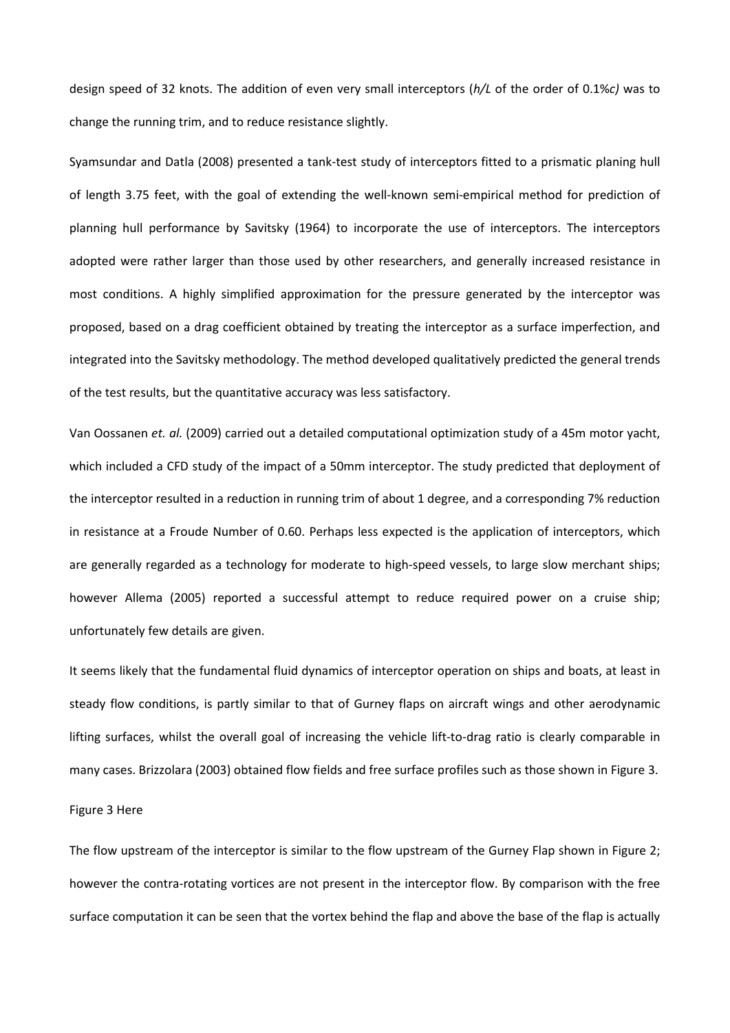design speed of 32 knots. The addition of even very small interceptors (*h/L* of the order of 0.1%*c)* was to change the running trim, and to reduce resistance slightly.

Syamsundar and Datla (2008) presented a tank-test study of interceptors fitted to a prismatic planing hull of length 3.75 feet, with the goal of extending the well-known semi-empirical method for prediction of planning hull performance by Savitsky (1964) to incorporate the use of interceptors. The interceptors adopted were rather larger than those used by other researchers, and generally increased resistance in most conditions. A highly simplified approximation for the pressure generated by the interceptor was proposed, based on a drag coefficient obtained by treating the interceptor as a surface imperfection, and integrated into the Savitsky methodology. The method developed qualitatively predicted the general trends of the test results, but the quantitative accuracy was less satisfactory.

Van Oossanen *et. al.* (2009) carried out a detailed computational optimization study of a 45m motor yacht, which included a CFD study of the impact of a 50mm interceptor. The study predicted that deployment of the interceptor resulted in a reduction in running trim of about 1 degree, and a corresponding 7% reduction in resistance at a Froude Number of 0.60. Perhaps less expected is the application of interceptors, which are generally regarded as a technology for moderate to high-speed vessels, to large slow merchant ships; however Allema (2005) reported a successful attempt to reduce required power on a cruise ship; unfortunately few details are given.

It seems likely that the fundamental fluid dynamics of interceptor operation on ships and boats, at least in steady flow conditions, is partly similar to that of Gurney flaps on aircraft wings and other aerodynamic lifting surfaces, whilst the overall goal of increasing the vehicle lift-to-drag ratio is clearly comparable in many cases. Brizzolara (2003) obtained flow fields and free surface profiles such as those shown in Figure 3.

Figure 3 Here

The flow upstream of the interceptor is similar to the flow upstream of the Gurney Flap shown in Figure 2; however the contra-rotating vortices are not present in the interceptor flow. By comparison with the free surface computation it can be seen that the vortex behind the flap and above the base of the flap is actually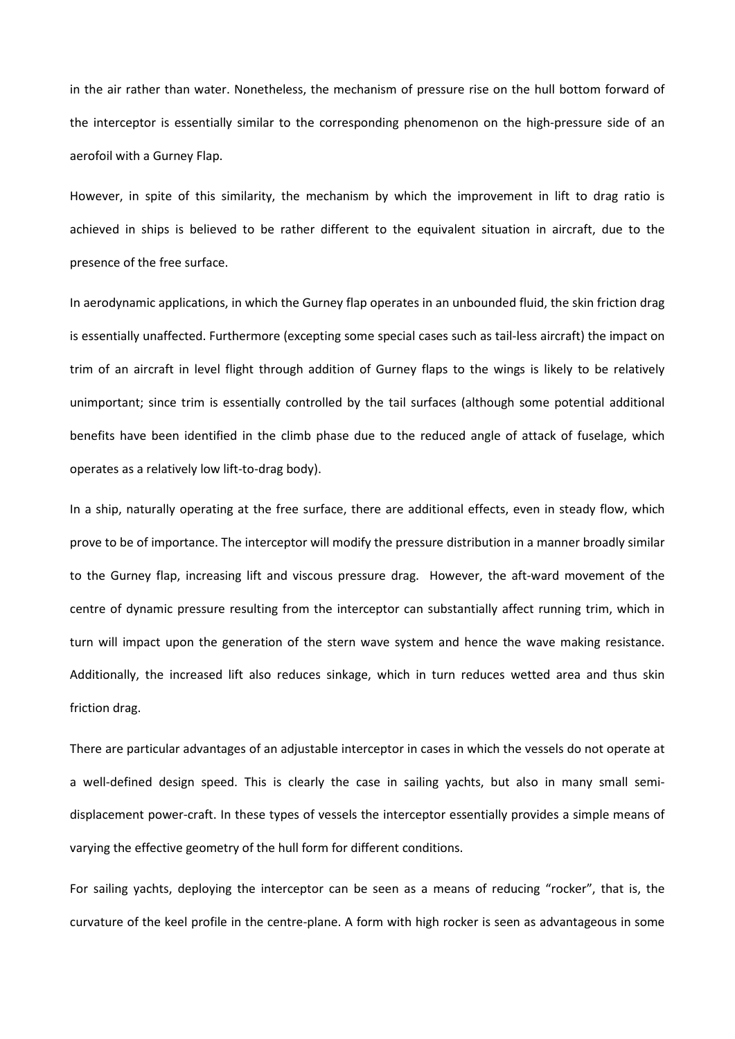in the air rather than water. Nonetheless, the mechanism of pressure rise on the hull bottom forward of the interceptor is essentially similar to the corresponding phenomenon on the high-pressure side of an aerofoil with a Gurney Flap.

However, in spite of this similarity, the mechanism by which the improvement in lift to drag ratio is achieved in ships is believed to be rather different to the equivalent situation in aircraft, due to the presence of the free surface.

In aerodynamic applications, in which the Gurney flap operates in an unbounded fluid, the skin friction drag is essentially unaffected. Furthermore (excepting some special cases such as tail-less aircraft) the impact on trim of an aircraft in level flight through addition of Gurney flaps to the wings is likely to be relatively unimportant; since trim is essentially controlled by the tail surfaces (although some potential additional benefits have been identified in the climb phase due to the reduced angle of attack of fuselage, which operates as a relatively low lift-to-drag body).

In a ship, naturally operating at the free surface, there are additional effects, even in steady flow, which prove to be of importance. The interceptor will modify the pressure distribution in a manner broadly similar to the Gurney flap, increasing lift and viscous pressure drag. However, the aft-ward movement of the centre of dynamic pressure resulting from the interceptor can substantially affect running trim, which in turn will impact upon the generation of the stern wave system and hence the wave making resistance. Additionally, the increased lift also reduces sinkage, which in turn reduces wetted area and thus skin friction drag.

There are particular advantages of an adjustable interceptor in cases in which the vessels do not operate at a well-defined design speed. This is clearly the case in sailing yachts, but also in many small semi-displacement power-craft. In these types of vessels the interceptor essentially provides a simple means of varying the effective geometry of the hull form for different conditions.

For sailing yachts, deploying the interceptor can be seen as a means of reducing "rocker", that is, the curvature of the keel profile in the centre-plane. A form with high rocker is seen as advantageous in some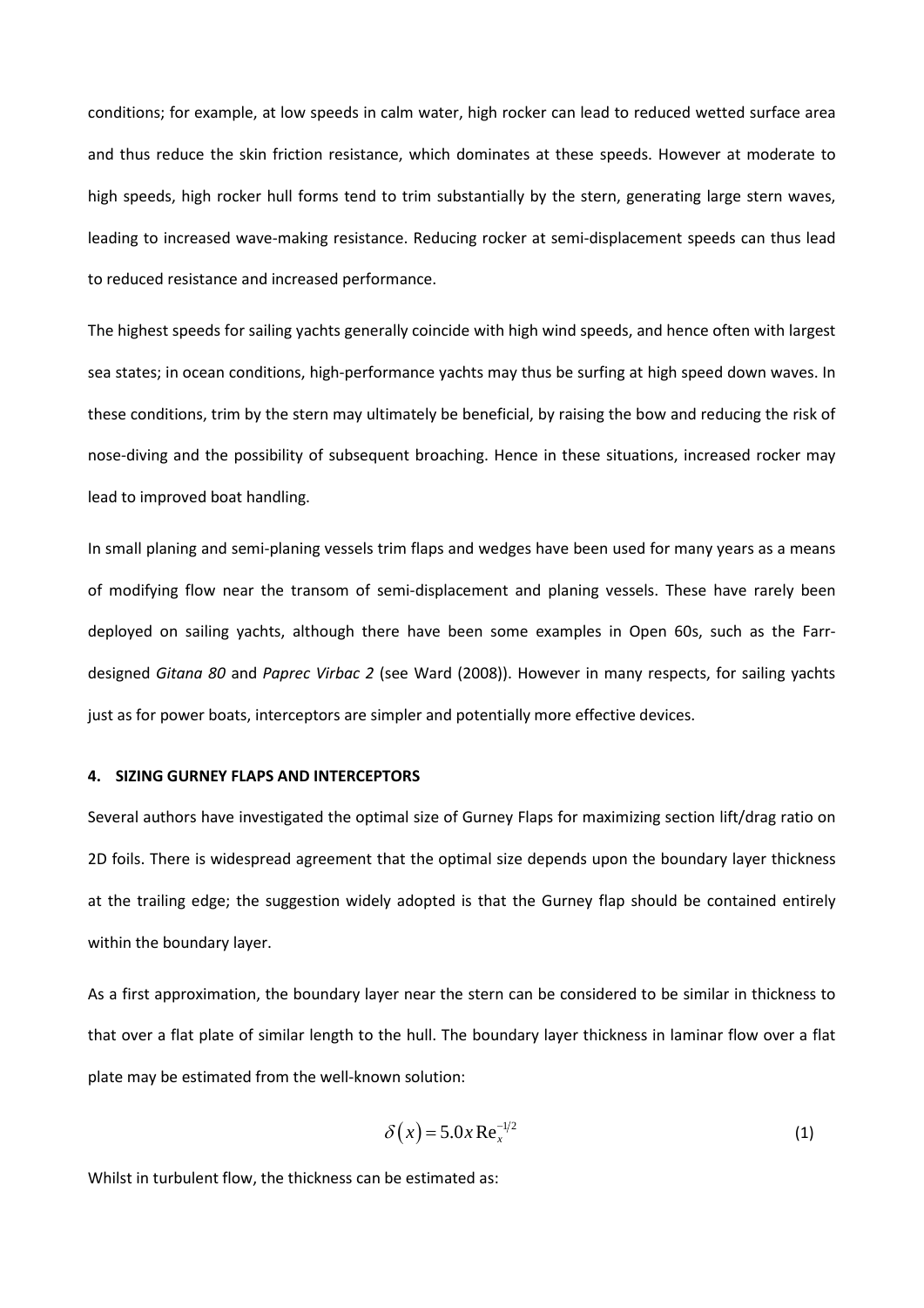conditions; for example, at low speeds in calm water, high rocker can lead to reduced wetted surface area and thus reduce the skin friction resistance, which dominates at these speeds. However at moderate to high speeds, high rocker hull forms tend to trim substantially by the stern, generating large stern waves, leading to increased wave-making resistance. Reducing rocker at semi-displacement speeds can thus lead to reduced resistance and increased performance.

The highest speeds for sailing yachts generally coincide with high wind speeds, and hence often with largest sea states; in ocean conditions, high-performance yachts may thus be surfing at high speed down waves. In these conditions, trim by the stern may ultimately be beneficial, by raising the bow and reducing the risk of nose-diving and the possibility of subsequent broaching. Hence in these situations, increased rocker may lead to improved boat handling.

In small planing and semi-planing vessels trim flaps and wedges have been used for many years as a means of modifying flow near the transom of semi-displacement and planing vessels. These have rarely been deployed on sailing yachts, although there have been some examples in Open 60s, such as the Farr-designed *Gitana 80* and *Paprec Virbac 2* (see Ward (2008)). However in many respects, for sailing yachts just as for power boats, interceptors are simpler and potentially more effective devices.

## 4. SIZING GURNEY FLAPS AND INTERCEPTORS

Several authors have investigated the optimal size of Gurney Flaps for maximizing section lift/drag ratio on 2D foils. There is widespread agreement that the optimal size depends upon the boundary layer thickness at the trailing edge; the suggestion widely adopted is that the Gurney flap should be contained entirely within the boundary layer.

As a first approximation, the boundary layer near the stern can be considered to be similar in thickness to that over a flat plate of similar length to the hull. The boundary layer thickness in laminar flow over a flat plate may be estimated from the well-known solution:

$$\delta(x) = 5.0x\,\mathrm{Re}_x^{-1/2} \tag{1}$$

Whilst in turbulent flow, the thickness can be estimated as: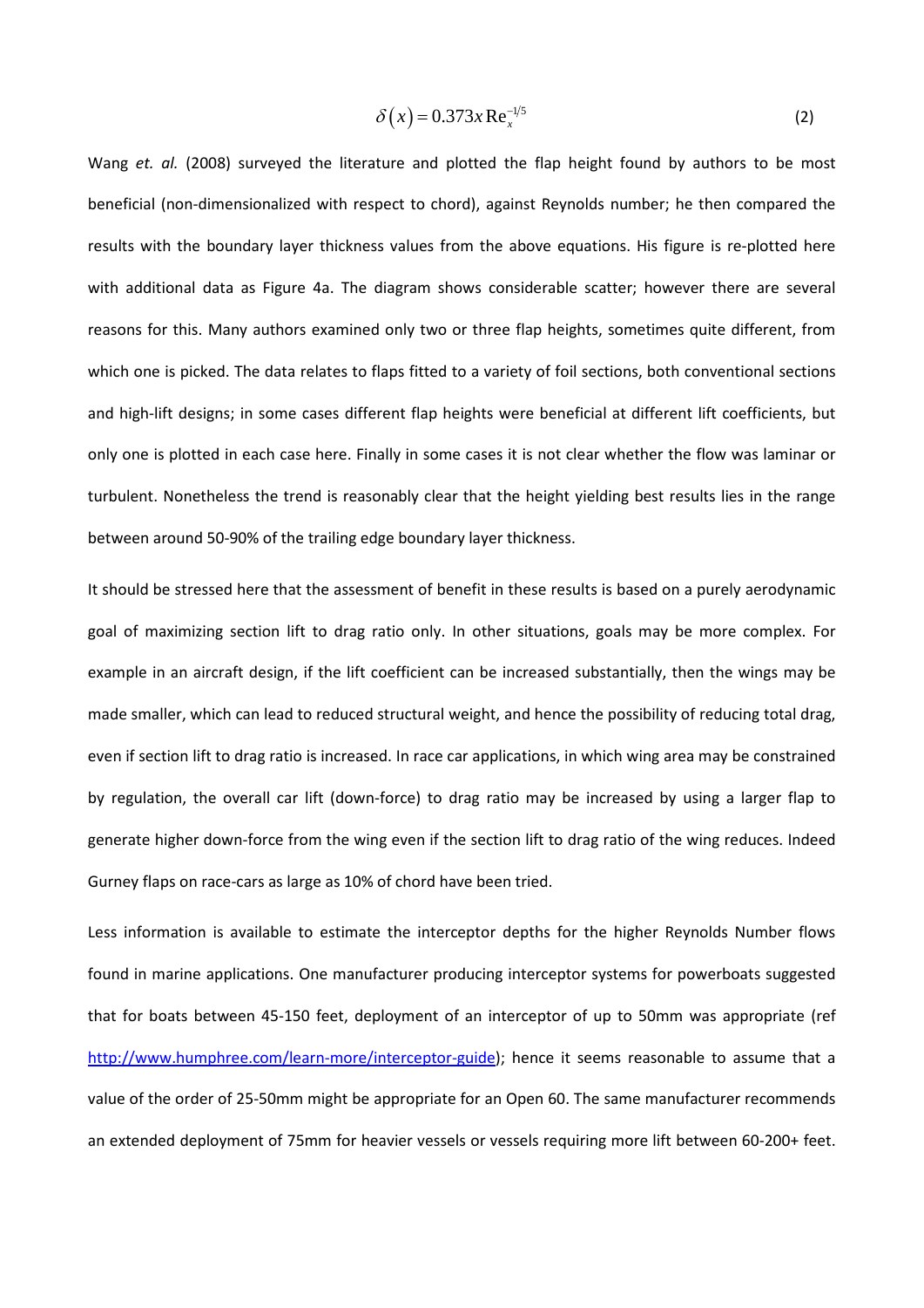$$\delta(x) = 0.373x \, \mathrm{Re}_x^{-1/5} \tag{2}$$

Wang *et. al.* (2008) surveyed the literature and plotted the flap height found by authors to be most beneficial (non-dimensionalized with respect to chord), against Reynolds number; he then compared the results with the boundary layer thickness values from the above equations. His figure is re-plotted here with additional data as Figure 4a. The diagram shows considerable scatter; however there are several reasons for this. Many authors examined only two or three flap heights, sometimes quite different, from which one is picked. The data relates to flaps fitted to a variety of foil sections, both conventional sections and high-lift designs; in some cases different flap heights were beneficial at different lift coefficients, but only one is plotted in each case here. Finally in some cases it is not clear whether the flow was laminar or turbulent. Nonetheless the trend is reasonably clear that the height yielding best results lies in the range between around 50-90% of the trailing edge boundary layer thickness.

It should be stressed here that the assessment of benefit in these results is based on a purely aerodynamic goal of maximizing section lift to drag ratio only. In other situations, goals may be more complex. For example in an aircraft design, if the lift coefficient can be increased substantially, then the wings may be made smaller, which can lead to reduced structural weight, and hence the possibility of reducing total drag, even if section lift to drag ratio is increased. In race car applications, in which wing area may be constrained by regulation, the overall car lift (down-force) to drag ratio may be increased by using a larger flap to generate higher down-force from the wing even if the section lift to drag ratio of the wing reduces. Indeed Gurney flaps on race-cars as large as 10% of chord have been tried.

Less information is available to estimate the interceptor depths for the higher Reynolds Number flows found in marine applications. One manufacturer producing interceptor systems for powerboats suggested that for boats between 45-150 feet, deployment of an interceptor of up to 50mm was appropriate (ref http://www.humphree.com/learn-more/interceptor-guide); hence it seems reasonable to assume that a value of the order of 25-50mm might be appropriate for an Open 60. The same manufacturer recommends an extended deployment of 75mm for heavier vessels or vessels requiring more lift between 60-200+ feet.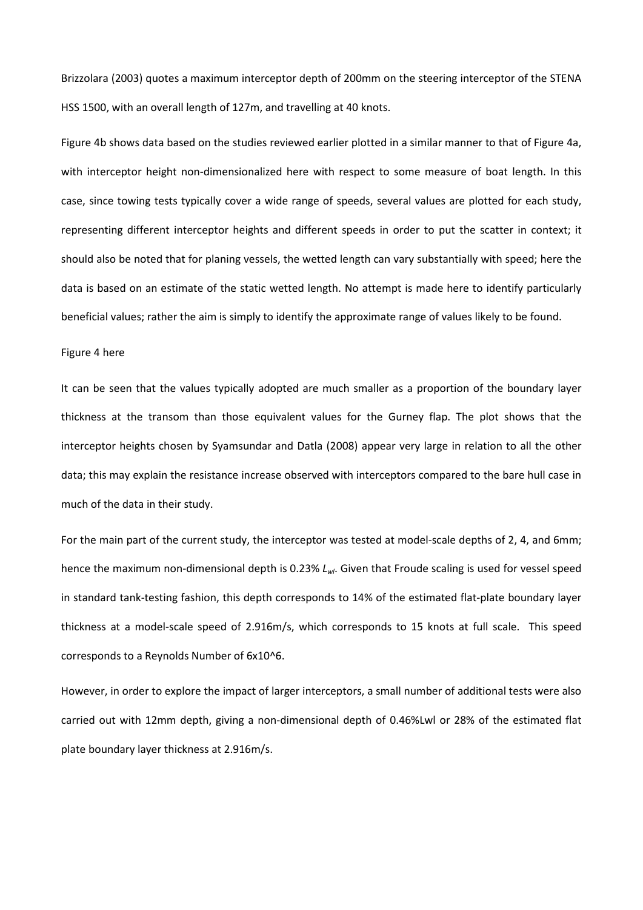Brizzolara (2003) quotes a maximum interceptor depth of 200mm on the steering interceptor of the STENA HSS 1500, with an overall length of 127m, and travelling at 40 knots.

Figure 4b shows data based on the studies reviewed earlier plotted in a similar manner to that of Figure 4a, with interceptor height non-dimensionalized here with respect to some measure of boat length. In this case, since towing tests typically cover a wide range of speeds, several values are plotted for each study, representing different interceptor heights and different speeds in order to put the scatter in context; it should also be noted that for planing vessels, the wetted length can vary substantially with speed; here the data is based on an estimate of the static wetted length. No attempt is made here to identify particularly beneficial values; rather the aim is simply to identify the approximate range of values likely to be found.

Figure 4 here

It can be seen that the values typically adopted are much smaller as a proportion of the boundary layer thickness at the transom than those equivalent values for the Gurney flap. The plot shows that the interceptor heights chosen by Syamsundar and Datla (2008) appear very large in relation to all the other data; this may explain the resistance increase observed with interceptors compared to the bare hull case in much of the data in their study.

For the main part of the current study, the interceptor was tested at model-scale depths of 2, 4, and 6mm; hence the maximum non-dimensional depth is 0.23% $L_{wl}$. Given that Froude scaling is used for vessel speed in standard tank-testing fashion, this depth corresponds to 14% of the estimated flat-plate boundary layer thickness at a model-scale speed of 2.916m/s, which corresponds to 15 knots at full scale. This speed corresponds to a Reynolds Number of $6 \times 10^6$.

However, in order to explore the impact of larger interceptors, a small number of additional tests were also carried out with 12mm depth, giving a non-dimensional depth of 0.46%Lwl or 28% of the estimated flat plate boundary layer thickness at 2.916m/s.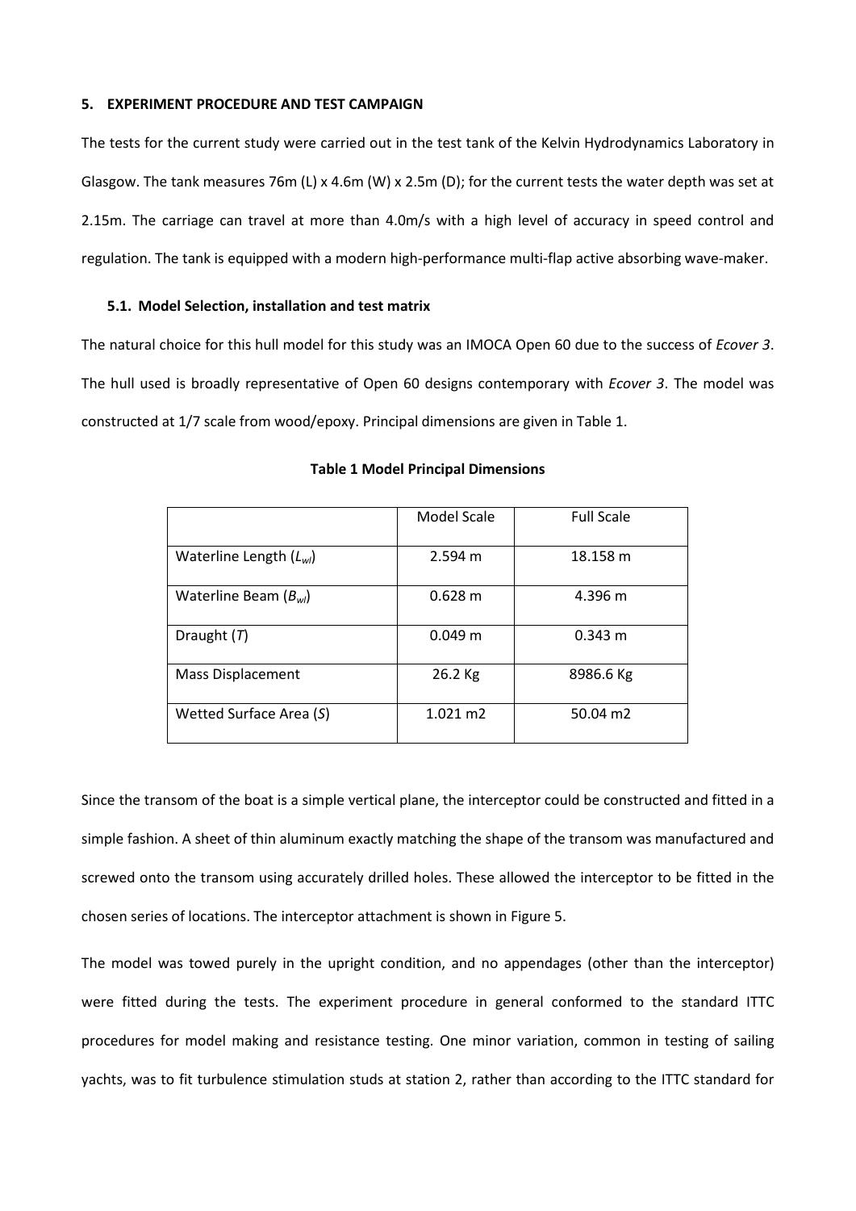## 5. EXPERIMENT PROCEDURE AND TEST CAMPAIGN

The tests for the current study were carried out in the test tank of the Kelvin Hydrodynamics Laboratory in Glasgow. The tank measures 76m (L) x 4.6m (W) x 2.5m (D); for the current tests the water depth was set at 2.15m. The carriage can travel at more than 4.0m/s with a high level of accuracy in speed control and regulation. The tank is equipped with a modern high-performance multi-flap active absorbing wave-maker.

### 5.1. Model Selection, installation and test matrix

The natural choice for this hull model for this study was an IMOCA Open 60 due to the success of *Ecover 3*. The hull used is broadly representative of Open 60 designs contemporary with *Ecover 3*. The model was constructed at 1/7 scale from wood/epoxy. Principal dimensions are given in Table 1.

**Table 1 Model Principal Dimensions**

| | Model Scale | Full Scale |
|---|---|---|
| Waterline Length ($L_{wl}$) | 2.594 m | 18.158 m |
| Waterline Beam ($B_{wl}$) | 0.628 m | 4.396 m |
| Draught ($T$) | 0.049 m | 0.343 m |
| Mass Displacement | 26.2 Kg | 8986.6 Kg |
| Wetted Surface Area ($S$) | 1.021 m2 | 50.04 m2 |

Since the transom of the boat is a simple vertical plane, the interceptor could be constructed and fitted in a simple fashion. A sheet of thin aluminum exactly matching the shape of the transom was manufactured and screwed onto the transom using accurately drilled holes. These allowed the interceptor to be fitted in the chosen series of locations. The interceptor attachment is shown in Figure 5.

The model was towed purely in the upright condition, and no appendages (other than the interceptor) were fitted during the tests. The experiment procedure in general conformed to the standard ITTC procedures for model making and resistance testing. One minor variation, common in testing of sailing yachts, was to fit turbulence stimulation studs at station 2, rather than according to the ITTC standard for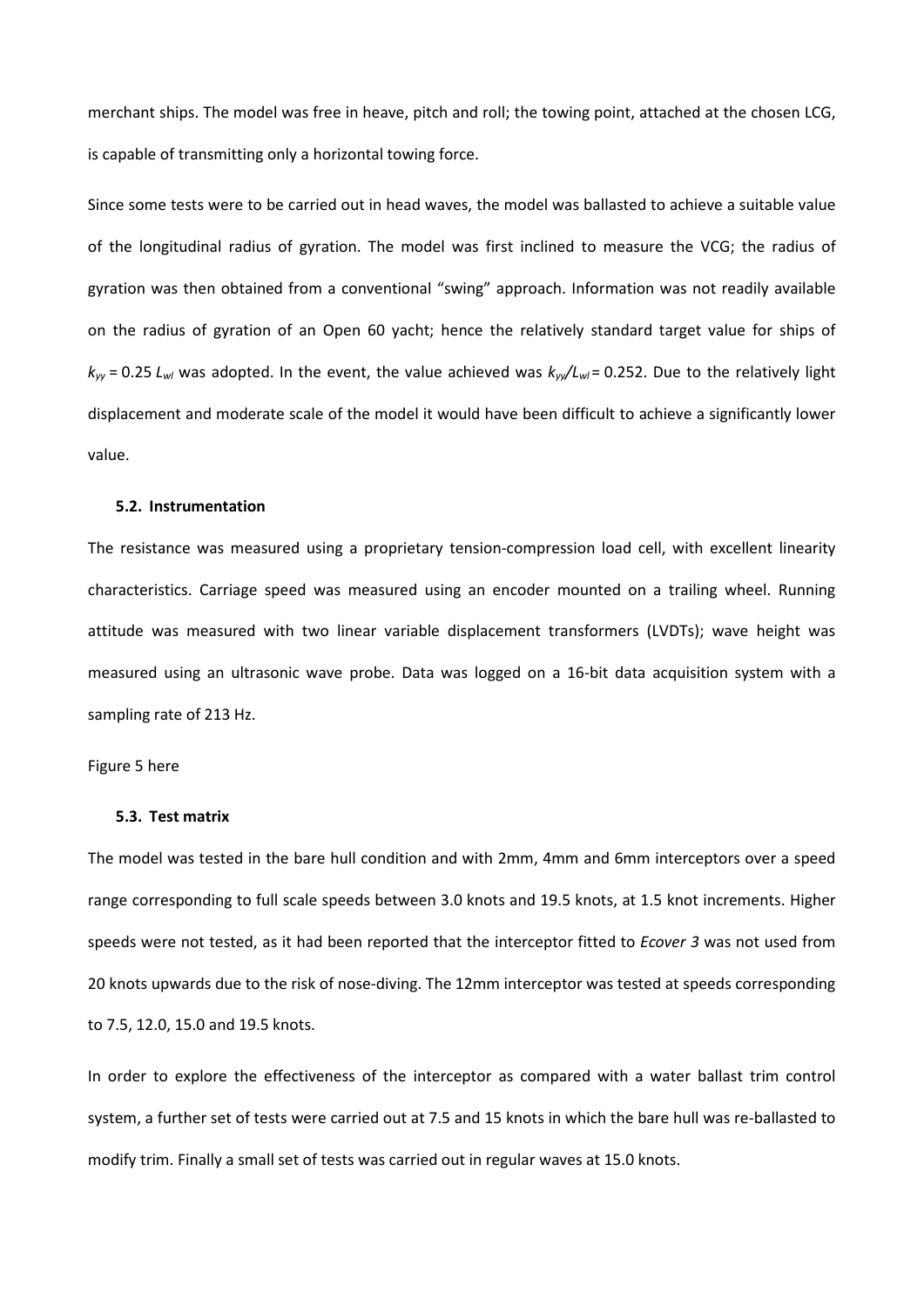merchant ships. The model was free in heave, pitch and roll; the towing point, attached at the chosen LCG, is capable of transmitting only a horizontal towing force.

Since some tests were to be carried out in head waves, the model was ballasted to achieve a suitable value of the longitudinal radius of gyration. The model was first inclined to measure the VCG; the radius of gyration was then obtained from a conventional "swing" approach. Information was not readily available on the radius of gyration of an Open 60 yacht; hence the relatively standard target value for ships of $k_{yy} = 0.25\ L_{wl}$ was adopted. In the event, the value achieved was $k_{yy}/L_{wl} = 0.252$. Due to the relatively light displacement and moderate scale of the model it would have been difficult to achieve a significantly lower value.

### 5.2. Instrumentation

The resistance was measured using a proprietary tension-compression load cell, with excellent linearity characteristics. Carriage speed was measured using an encoder mounted on a trailing wheel. Running attitude was measured with two linear variable displacement transformers (LVDTs); wave height was measured using an ultrasonic wave probe. Data was logged on a 16-bit data acquisition system with a sampling rate of 213 Hz.

Figure 5 here

### 5.3. Test matrix

The model was tested in the bare hull condition and with 2mm, 4mm and 6mm interceptors over a speed range corresponding to full scale speeds between 3.0 knots and 19.5 knots, at 1.5 knot increments. Higher speeds were not tested, as it had been reported that the interceptor fitted to *Ecover 3* was not used from 20 knots upwards due to the risk of nose-diving. The 12mm interceptor was tested at speeds corresponding to 7.5, 12.0, 15.0 and 19.5 knots.

In order to explore the effectiveness of the interceptor as compared with a water ballast trim control system, a further set of tests were carried out at 7.5 and 15 knots in which the bare hull was re-ballasted to modify trim. Finally a small set of tests was carried out in regular waves at 15.0 knots.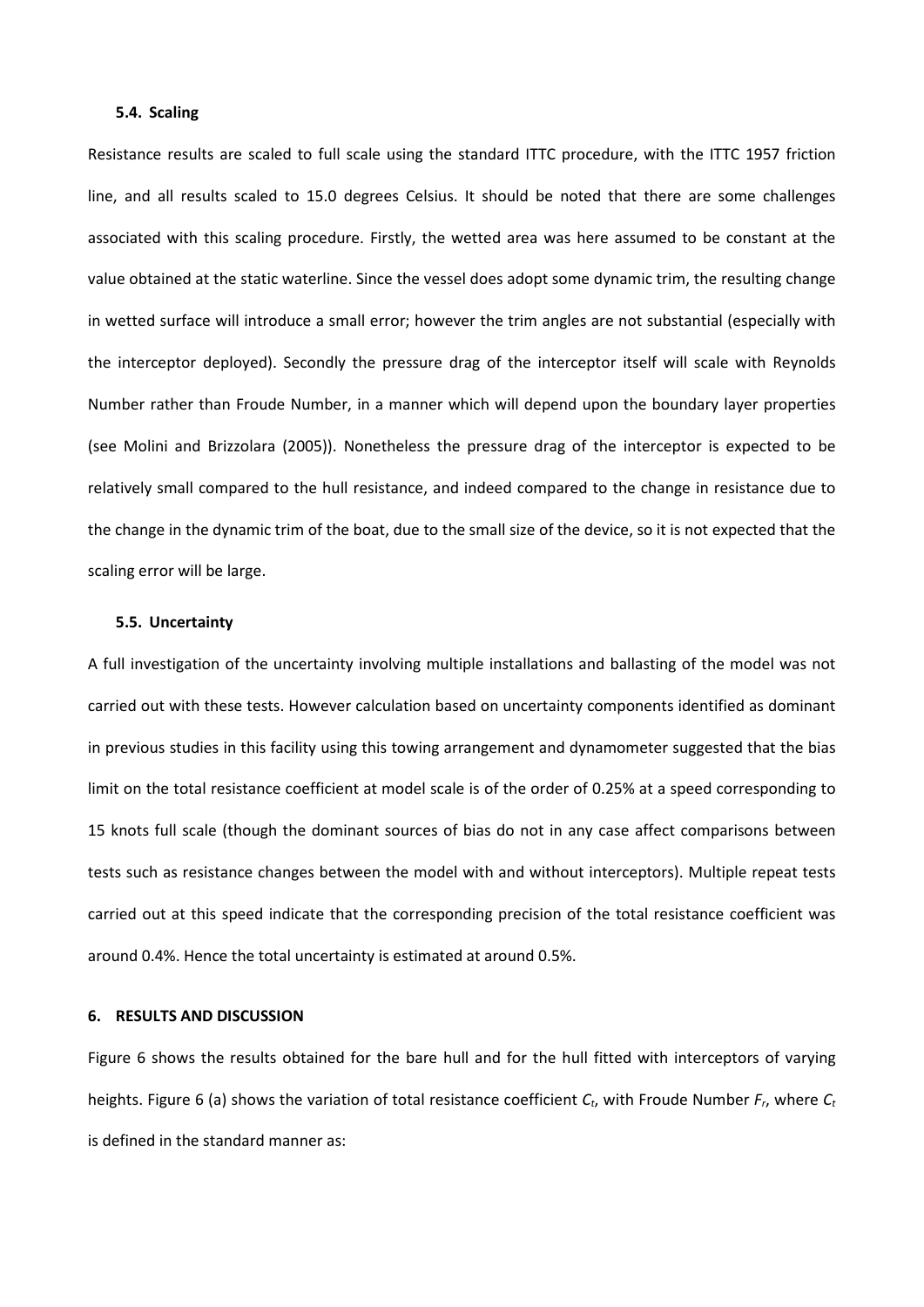### 5.4. Scaling

Resistance results are scaled to full scale using the standard ITTC procedure, with the ITTC 1957 friction line, and all results scaled to 15.0 degrees Celsius. It should be noted that there are some challenges associated with this scaling procedure. Firstly, the wetted area was here assumed to be constant at the value obtained at the static waterline. Since the vessel does adopt some dynamic trim, the resulting change in wetted surface will introduce a small error; however the trim angles are not substantial (especially with the interceptor deployed). Secondly the pressure drag of the interceptor itself will scale with Reynolds Number rather than Froude Number, in a manner which will depend upon the boundary layer properties (see Molini and Brizzolara (2005)). Nonetheless the pressure drag of the interceptor is expected to be relatively small compared to the hull resistance, and indeed compared to the change in resistance due to the change in the dynamic trim of the boat, due to the small size of the device, so it is not expected that the scaling error will be large.

### 5.5. Uncertainty

A full investigation of the uncertainty involving multiple installations and ballasting of the model was not carried out with these tests. However calculation based on uncertainty components identified as dominant in previous studies in this facility using this towing arrangement and dynamometer suggested that the bias limit on the total resistance coefficient at model scale is of the order of 0.25% at a speed corresponding to 15 knots full scale (though the dominant sources of bias do not in any case affect comparisons between tests such as resistance changes between the model with and without interceptors). Multiple repeat tests carried out at this speed indicate that the corresponding precision of the total resistance coefficient was around 0.4%. Hence the total uncertainty is estimated at around 0.5%.

## 6. RESULTS AND DISCUSSION

Figure 6 shows the results obtained for the bare hull and for the hull fitted with interceptors of varying heights. Figure 6 (a) shows the variation of total resistance coefficient $C_t$, with Froude Number $F_r$, where $C_t$ is defined in the standard manner as: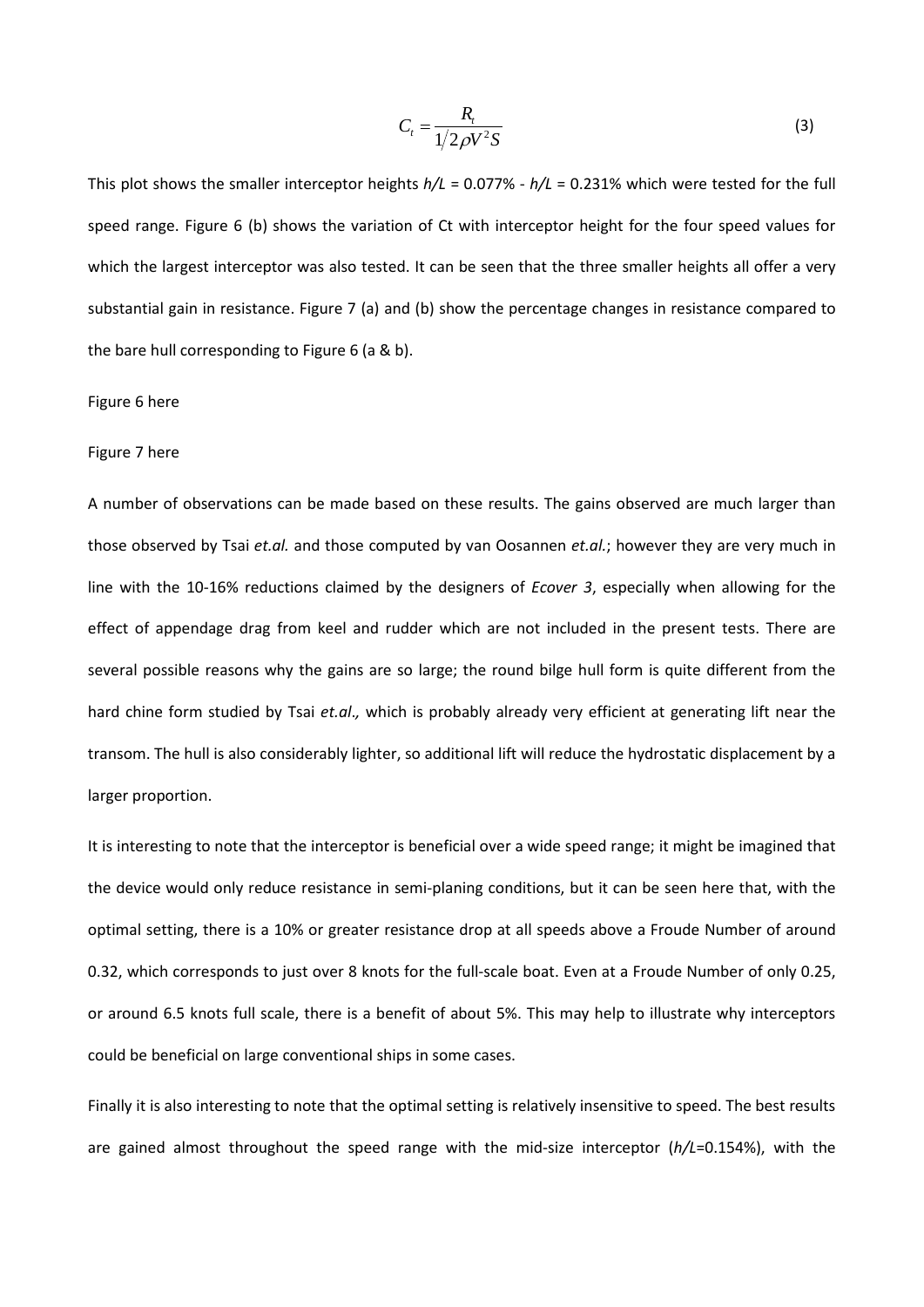$$C_t = \frac{R_t}{1/2 \rho V^2 S} \tag{3}$$

This plot shows the smaller interceptor heights *h/L* = 0.077% - *h/L* = 0.231% which were tested for the full speed range. Figure 6 (b) shows the variation of Ct with interceptor height for the four speed values for which the largest interceptor was also tested. It can be seen that the three smaller heights all offer a very substantial gain in resistance. Figure 7 (a) and (b) show the percentage changes in resistance compared to the bare hull corresponding to Figure 6 (a & b).

Figure 6 here

Figure 7 here

A number of observations can be made based on these results. The gains observed are much larger than those observed by Tsai *et.al.* and those computed by van Oosannen *et.al.*; however they are very much in line with the 10-16% reductions claimed by the designers of *Ecover 3*, especially when allowing for the effect of appendage drag from keel and rudder which are not included in the present tests. There are several possible reasons why the gains are so large; the round bilge hull form is quite different from the hard chine form studied by Tsai *et.al.,* which is probably already very efficient at generating lift near the transom. The hull is also considerably lighter, so additional lift will reduce the hydrostatic displacement by a larger proportion.

It is interesting to note that the interceptor is beneficial over a wide speed range; it might be imagined that the device would only reduce resistance in semi-planing conditions, but it can be seen here that, with the optimal setting, there is a 10% or greater resistance drop at all speeds above a Froude Number of around 0.32, which corresponds to just over 8 knots for the full-scale boat. Even at a Froude Number of only 0.25, or around 6.5 knots full scale, there is a benefit of about 5%. This may help to illustrate why interceptors could be beneficial on large conventional ships in some cases.

Finally it is also interesting to note that the optimal setting is relatively insensitive to speed. The best results are gained almost throughout the speed range with the mid-size interceptor (*h/L*=0.154%), with the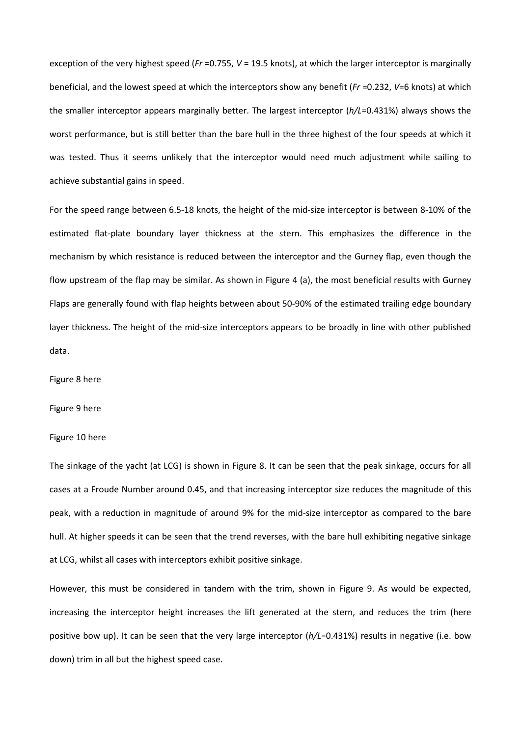exception of the very highest speed (*Fr* =0.755, *V* = 19.5 knots), at which the larger interceptor is marginally beneficial, and the lowest speed at which the interceptors show any benefit (*Fr* =0.232, *V*=6 knots) at which the smaller interceptor appears marginally better. The largest interceptor (*h/L*=0.431%) always shows the worst performance, but is still better than the bare hull in the three highest of the four speeds at which it was tested. Thus it seems unlikely that the interceptor would need much adjustment while sailing to achieve substantial gains in speed.

For the speed range between 6.5-18 knots, the height of the mid-size interceptor is between 8-10% of the estimated flat-plate boundary layer thickness at the stern. This emphasizes the difference in the mechanism by which resistance is reduced between the interceptor and the Gurney flap, even though the flow upstream of the flap may be similar. As shown in Figure 4 (a), the most beneficial results with Gurney Flaps are generally found with flap heights between about 50-90% of the estimated trailing edge boundary layer thickness. The height of the mid-size interceptors appears to be broadly in line with other published data.

Figure 8 here

Figure 9 here

Figure 10 here

The sinkage of the yacht (at LCG) is shown in Figure 8. It can be seen that the peak sinkage, occurs for all cases at a Froude Number around 0.45, and that increasing interceptor size reduces the magnitude of this peak, with a reduction in magnitude of around 9% for the mid-size interceptor as compared to the bare hull. At higher speeds it can be seen that the trend reverses, with the bare hull exhibiting negative sinkage at LCG, whilst all cases with interceptors exhibit positive sinkage.

However, this must be considered in tandem with the trim, shown in Figure 9. As would be expected, increasing the interceptor height increases the lift generated at the stern, and reduces the trim (here positive bow up). It can be seen that the very large interceptor (*h/L*=0.431%) results in negative (i.e. bow down) trim in all but the highest speed case.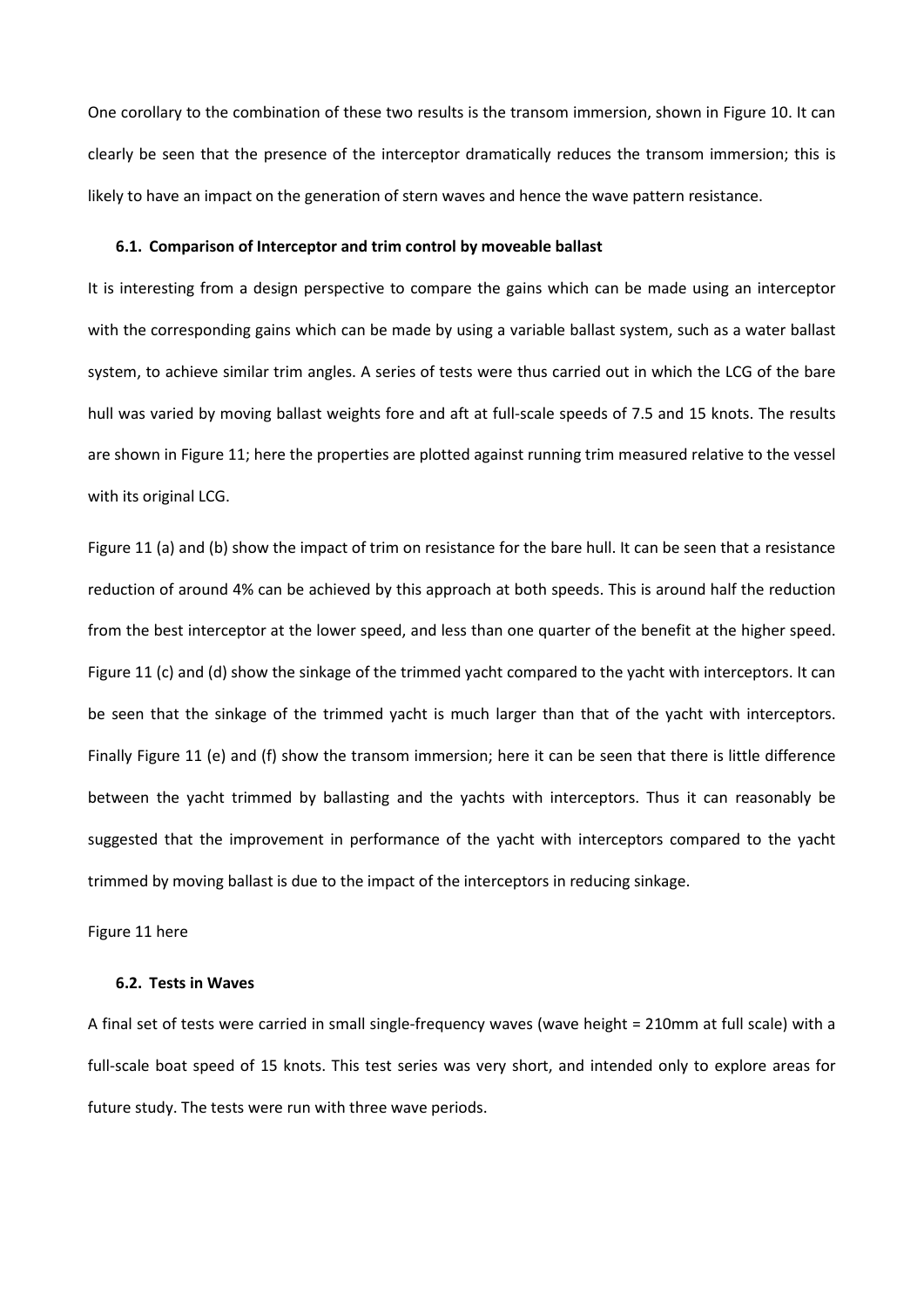One corollary to the combination of these two results is the transom immersion, shown in Figure 10. It can clearly be seen that the presence of the interceptor dramatically reduces the transom immersion; this is likely to have an impact on the generation of stern waves and hence the wave pattern resistance.

### 6.1. Comparison of Interceptor and trim control by moveable ballast

It is interesting from a design perspective to compare the gains which can be made using an interceptor with the corresponding gains which can be made by using a variable ballast system, such as a water ballast system, to achieve similar trim angles. A series of tests were thus carried out in which the LCG of the bare hull was varied by moving ballast weights fore and aft at full-scale speeds of 7.5 and 15 knots. The results are shown in Figure 11; here the properties are plotted against running trim measured relative to the vessel with its original LCG.

Figure 11 (a) and (b) show the impact of trim on resistance for the bare hull. It can be seen that a resistance reduction of around 4% can be achieved by this approach at both speeds. This is around half the reduction from the best interceptor at the lower speed, and less than one quarter of the benefit at the higher speed. Figure 11 (c) and (d) show the sinkage of the trimmed yacht compared to the yacht with interceptors. It can be seen that the sinkage of the trimmed yacht is much larger than that of the yacht with interceptors. Finally Figure 11 (e) and (f) show the transom immersion; here it can be seen that there is little difference between the yacht trimmed by ballasting and the yachts with interceptors. Thus it can reasonably be suggested that the improvement in performance of the yacht with interceptors compared to the yacht trimmed by moving ballast is due to the impact of the interceptors in reducing sinkage.

Figure 11 here

### 6.2. Tests in Waves

A final set of tests were carried in small single-frequency waves (wave height = 210mm at full scale) with a full-scale boat speed of 15 knots. This test series was very short, and intended only to explore areas for future study. The tests were run with three wave periods.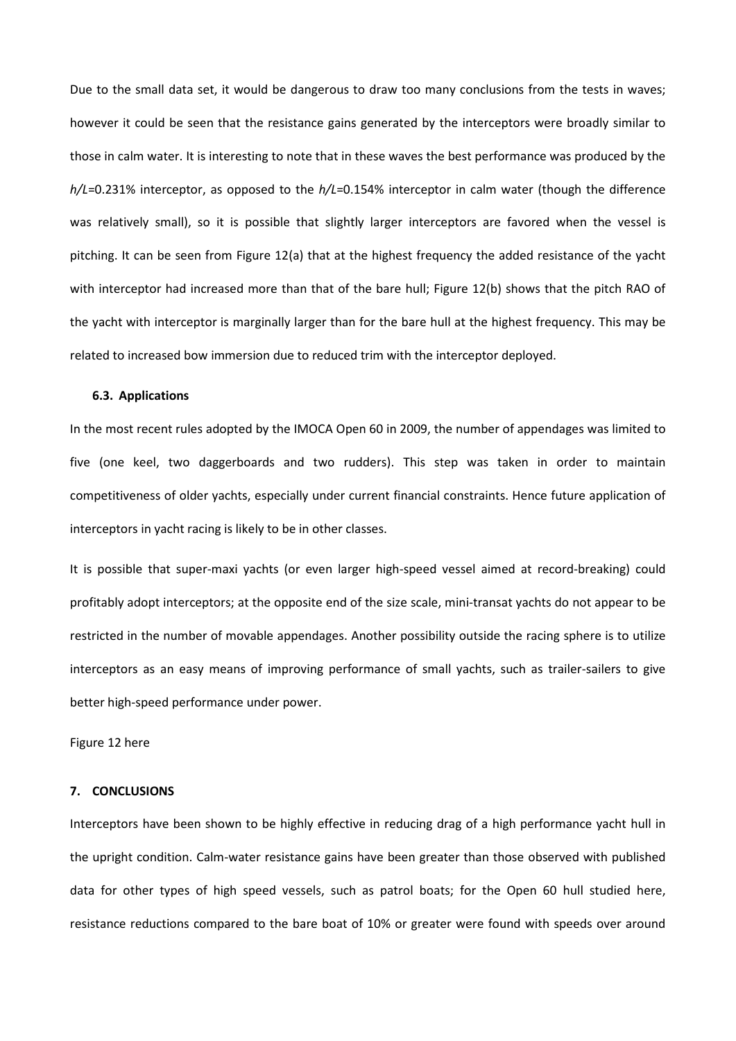Due to the small data set, it would be dangerous to draw too many conclusions from the tests in waves; however it could be seen that the resistance gains generated by the interceptors were broadly similar to those in calm water. It is interesting to note that in these waves the best performance was produced by the $h/L$=0.231% interceptor, as opposed to the $h/L$=0.154% interceptor in calm water (though the difference was relatively small), so it is possible that slightly larger interceptors are favored when the vessel is pitching. It can be seen from Figure 12(a) that at the highest frequency the added resistance of the yacht with interceptor had increased more than that of the bare hull; Figure 12(b) shows that the pitch RAO of the yacht with interceptor is marginally larger than for the bare hull at the highest frequency. This may be related to increased bow immersion due to reduced trim with the interceptor deployed.

### 6.3. Applications

In the most recent rules adopted by the IMOCA Open 60 in 2009, the number of appendages was limited to five (one keel, two daggerboards and two rudders). This step was taken in order to maintain competitiveness of older yachts, especially under current financial constraints. Hence future application of interceptors in yacht racing is likely to be in other classes.

It is possible that super-maxi yachts (or even larger high-speed vessel aimed at record-breaking) could profitably adopt interceptors; at the opposite end of the size scale, mini-transat yachts do not appear to be restricted in the number of movable appendages. Another possibility outside the racing sphere is to utilize interceptors as an easy means of improving performance of small yachts, such as trailer-sailers to give better high-speed performance under power.

Figure 12 here

## 7. CONCLUSIONS

Interceptors have been shown to be highly effective in reducing drag of a high performance yacht hull in the upright condition. Calm-water resistance gains have been greater than those observed with published data for other types of high speed vessels, such as patrol boats; for the Open 60 hull studied here, resistance reductions compared to the bare boat of 10% or greater were found with speeds over around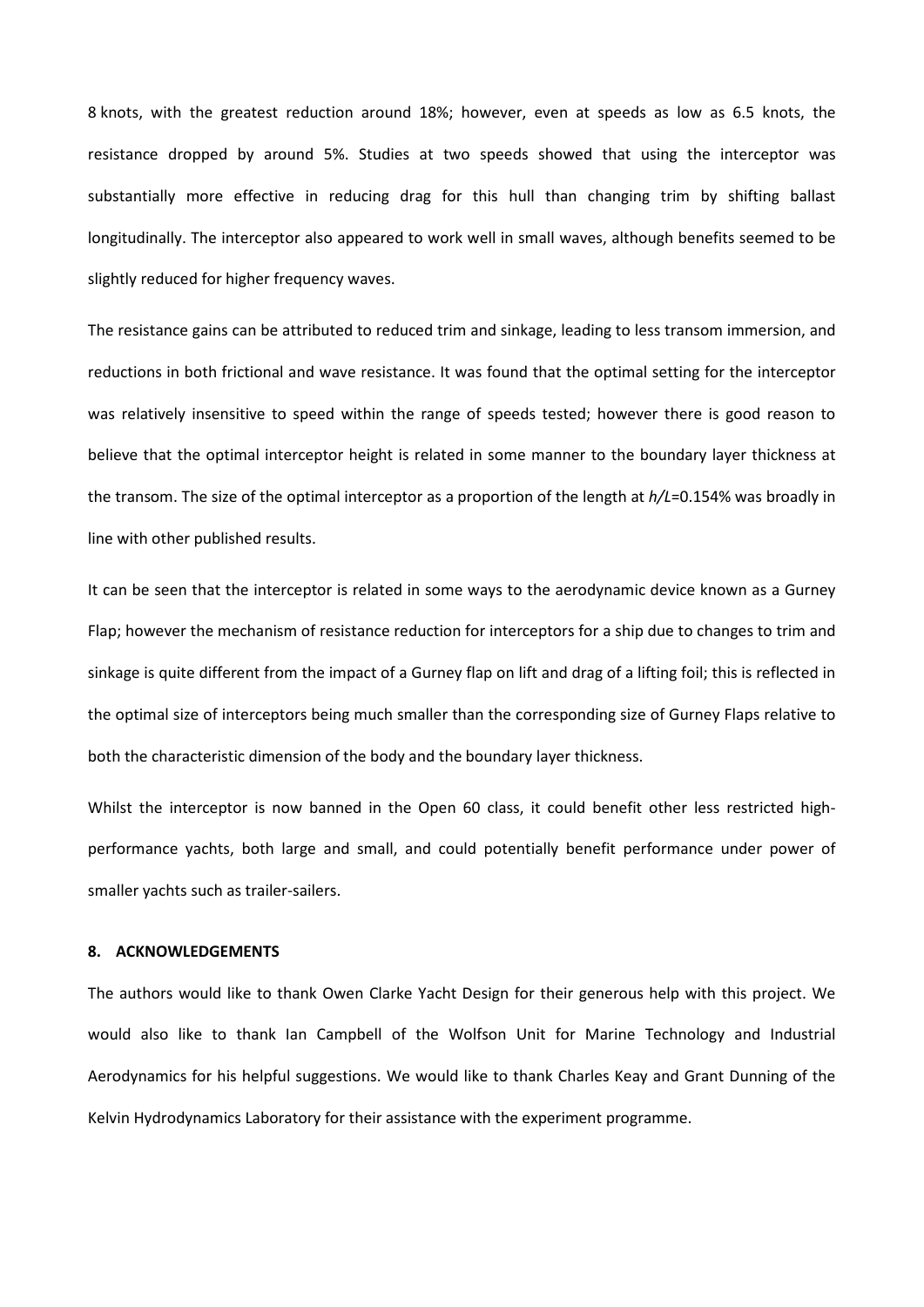8 knots, with the greatest reduction around 18%; however, even at speeds as low as 6.5 knots, the resistance dropped by around 5%. Studies at two speeds showed that using the interceptor was substantially more effective in reducing drag for this hull than changing trim by shifting ballast longitudinally. The interceptor also appeared to work well in small waves, although benefits seemed to be slightly reduced for higher frequency waves.

The resistance gains can be attributed to reduced trim and sinkage, leading to less transom immersion, and reductions in both frictional and wave resistance. It was found that the optimal setting for the interceptor was relatively insensitive to speed within the range of speeds tested; however there is good reason to believe that the optimal interceptor height is related in some manner to the boundary layer thickness at the transom. The size of the optimal interceptor as a proportion of the length at $h/L$=0.154% was broadly in line with other published results.

It can be seen that the interceptor is related in some ways to the aerodynamic device known as a Gurney Flap; however the mechanism of resistance reduction for interceptors for a ship due to changes to trim and sinkage is quite different from the impact of a Gurney flap on lift and drag of a lifting foil; this is reflected in the optimal size of interceptors being much smaller than the corresponding size of Gurney Flaps relative to both the characteristic dimension of the body and the boundary layer thickness.

Whilst the interceptor is now banned in the Open 60 class, it could benefit other less restricted high-performance yachts, both large and small, and could potentially benefit performance under power of smaller yachts such as trailer-sailers.

## 8. ACKNOWLEDGEMENTS

The authors would like to thank Owen Clarke Yacht Design for their generous help with this project. We would also like to thank Ian Campbell of the Wolfson Unit for Marine Technology and Industrial Aerodynamics for his helpful suggestions. We would like to thank Charles Keay and Grant Dunning of the Kelvin Hydrodynamics Laboratory for their assistance with the experiment programme.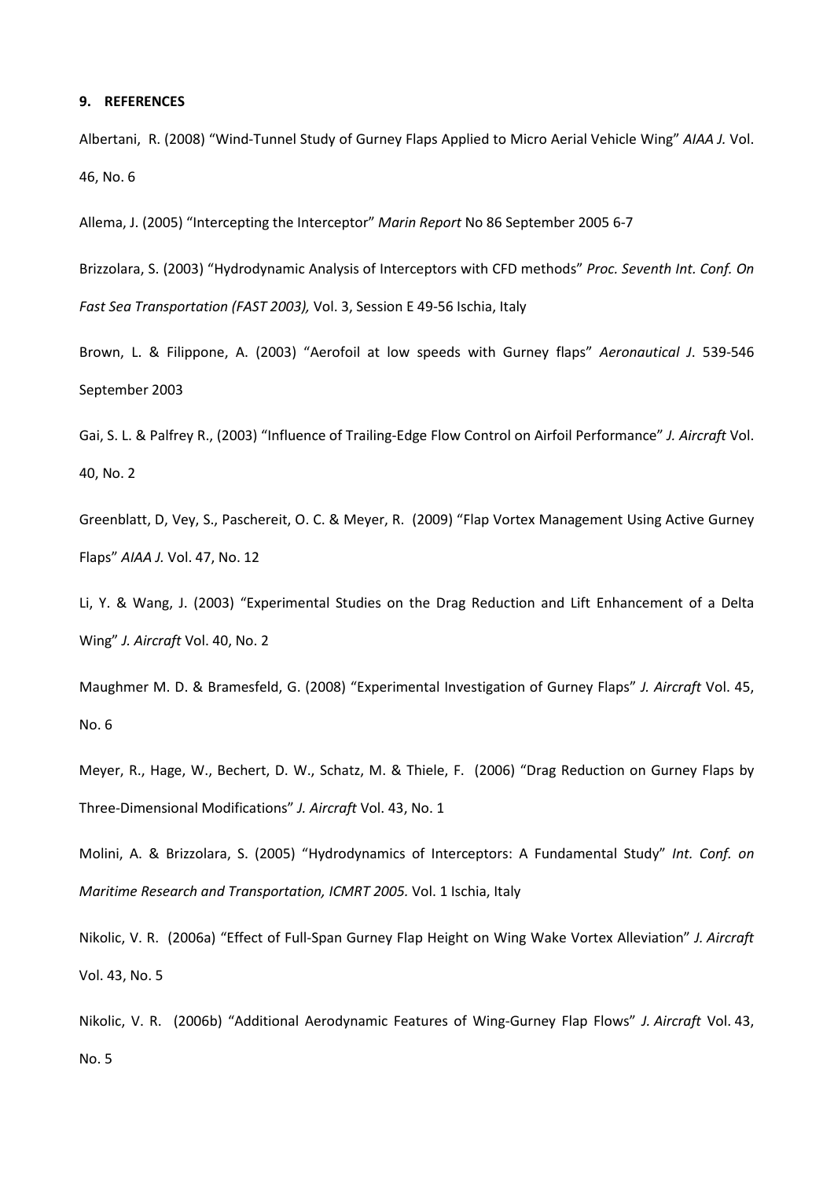## 9. REFERENCES

Albertani, R. (2008) "Wind-Tunnel Study of Gurney Flaps Applied to Micro Aerial Vehicle Wing" *AIAA J.* Vol. 46, No. 6

Allema, J. (2005) "Intercepting the Interceptor" *Marin Report* No 86 September 2005 6-7

Brizzolara, S. (2003) "Hydrodynamic Analysis of Interceptors with CFD methods" *Proc. Seventh Int. Conf. On Fast Sea Transportation (FAST 2003),* Vol. 3, Session E 49-56 Ischia, Italy

Brown, L. & Filippone, A. (2003) "Aerofoil at low speeds with Gurney flaps" *Aeronautical J*. 539-546 September 2003

Gai, S. L. & Palfrey R., (2003) "Influence of Trailing-Edge Flow Control on Airfoil Performance" *J. Aircraft* Vol. 40, No. 2

Greenblatt, D, Vey, S., Paschereit, O. C. & Meyer, R. (2009) "Flap Vortex Management Using Active Gurney Flaps" *AIAA J.* Vol. 47, No. 12

Li, Y. & Wang, J. (2003) "Experimental Studies on the Drag Reduction and Lift Enhancement of a Delta Wing" *J. Aircraft* Vol. 40, No. 2

Maughmer M. D. & Bramesfeld, G. (2008) "Experimental Investigation of Gurney Flaps" *J. Aircraft* Vol. 45, No. 6

Meyer, R., Hage, W., Bechert, D. W., Schatz, M. & Thiele, F. (2006) "Drag Reduction on Gurney Flaps by Three-Dimensional Modifications" *J. Aircraft* Vol. 43, No. 1

Molini, A. & Brizzolara, S. (2005) "Hydrodynamics of Interceptors: A Fundamental Study" *Int. Conf. on Maritime Research and Transportation, ICMRT 2005.* Vol. 1 Ischia, Italy

Nikolic, V. R. (2006a) "Effect of Full-Span Gurney Flap Height on Wing Wake Vortex Alleviation" *J. Aircraft* Vol. 43, No. 5

Nikolic, V. R. (2006b) "Additional Aerodynamic Features of Wing-Gurney Flap Flows" *J. Aircraft* Vol. 43, No. 5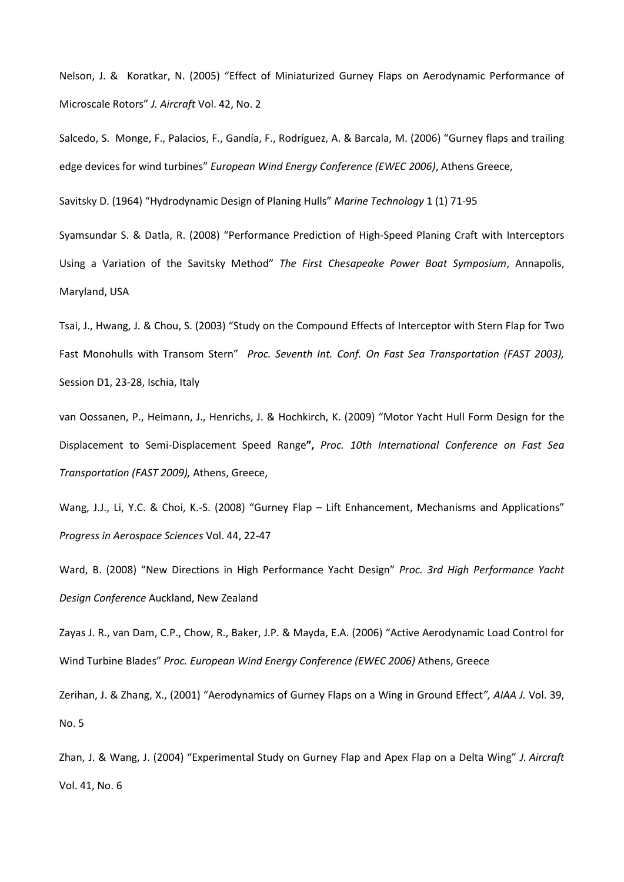Nelson, J. & Koratkar, N. (2005) "Effect of Miniaturized Gurney Flaps on Aerodynamic Performance of Microscale Rotors" *J. Aircraft* Vol. 42, No. 2

Salcedo, S. Monge, F., Palacios, F., Gandía, F., Rodríguez, A. & Barcala, M. (2006) "Gurney flaps and trailing edge devices for wind turbines" *European Wind Energy Conference (EWEC 2006)*, Athens Greece,

Savitsky D. (1964) "Hydrodynamic Design of Planing Hulls" *Marine Technology* 1 (1) 71-95

Syamsundar S. & Datla, R. (2008) "Performance Prediction of High-Speed Planing Craft with Interceptors Using a Variation of the Savitsky Method" *The First Chesapeake Power Boat Symposium*, Annapolis, Maryland, USA

Tsai, J., Hwang, J. & Chou, S. (2003) "Study on the Compound Effects of Interceptor with Stern Flap for Two Fast Monohulls with Transom Stern" *Proc. Seventh Int. Conf. On Fast Sea Transportation (FAST 2003),* Session D1, 23-28, Ischia, Italy

van Oossanen, P., Heimann, J., Henrichs, J. & Hochkirch, K. (2009) "Motor Yacht Hull Form Design for the Displacement to Semi-Displacement Speed Range**",** *Proc. 10th International Conference on Fast Sea Transportation (FAST 2009),* Athens, Greece,

Wang, J.J., Li, Y.C. & Choi, K.-S. (2008) "Gurney Flap – Lift Enhancement, Mechanisms and Applications" *Progress in Aerospace Sciences* Vol. 44, 22-47

Ward, B. (2008) "New Directions in High Performance Yacht Design" *Proc. 3rd High Performance Yacht Design Conference* Auckland, New Zealand

Zayas J. R., van Dam, C.P., Chow, R., Baker, J.P. & Mayda, E.A. (2006) "Active Aerodynamic Load Control for Wind Turbine Blades" *Proc. European Wind Energy Conference (EWEC 2006)* Athens, Greece

Zerihan, J. & Zhang, X., (2001) "Aerodynamics of Gurney Flaps on a Wing in Ground Effect*", AIAA J.* Vol. 39, No. 5

Zhan, J. & Wang, J. (2004) "Experimental Study on Gurney Flap and Apex Flap on a Delta Wing" *J. Aircraft* Vol. 41, No. 6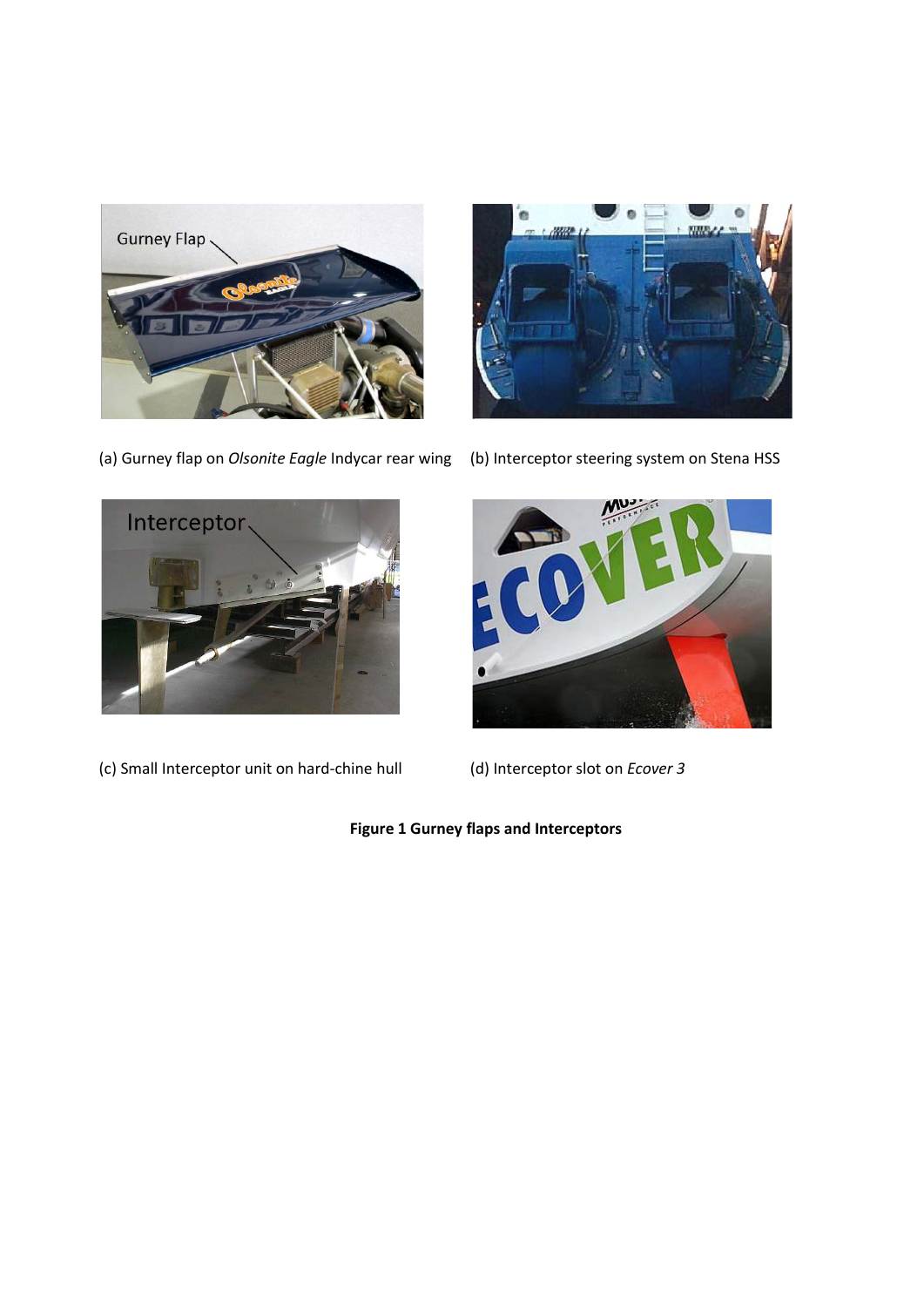(a) Gurney flap on *Olsonite Eagle* Indycar rear wing

(b) Interceptor steering system on Stena HSS

(c) Small Interceptor unit on hard-chine hull

(d) Interceptor slot on *Ecover 3*

**Figure 1 Gurney flaps and Interceptors**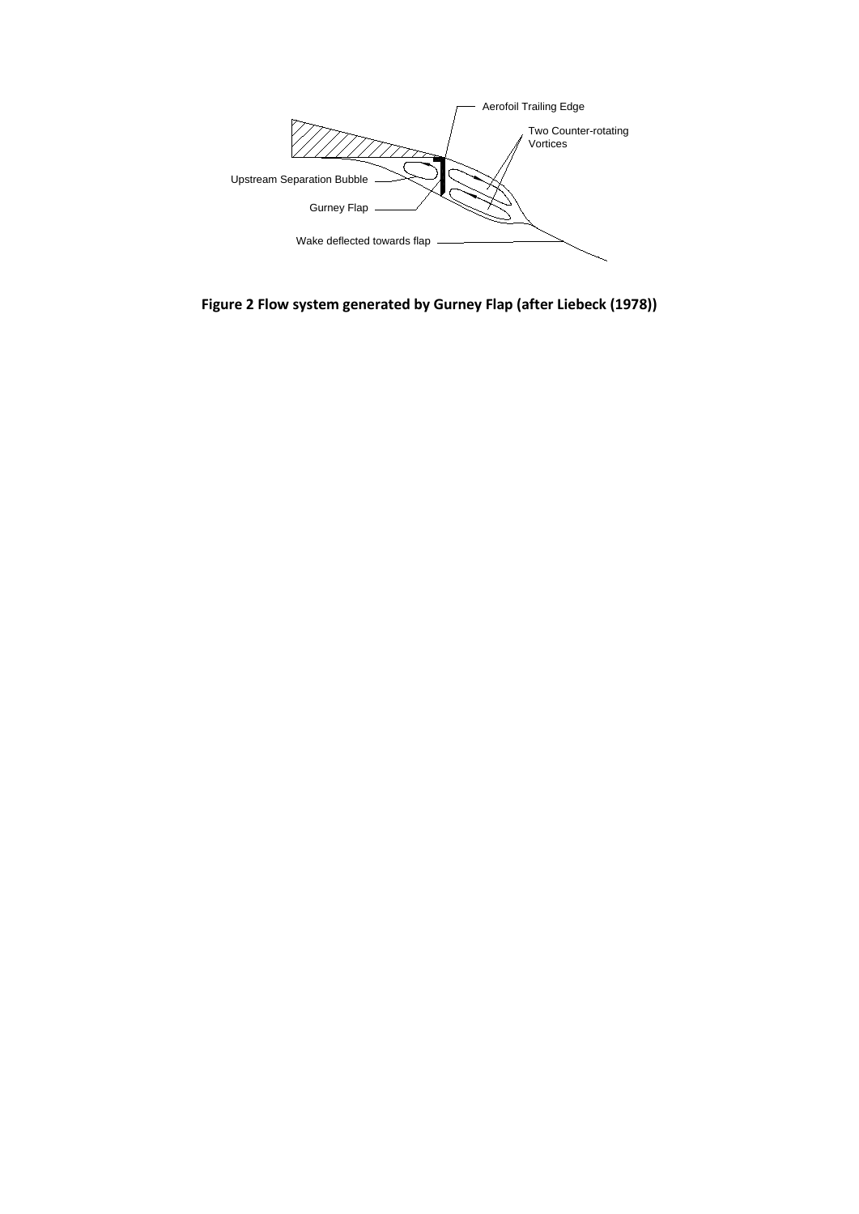**Figure 2 Flow system generated by Gurney Flap (after Liebeck (1978))**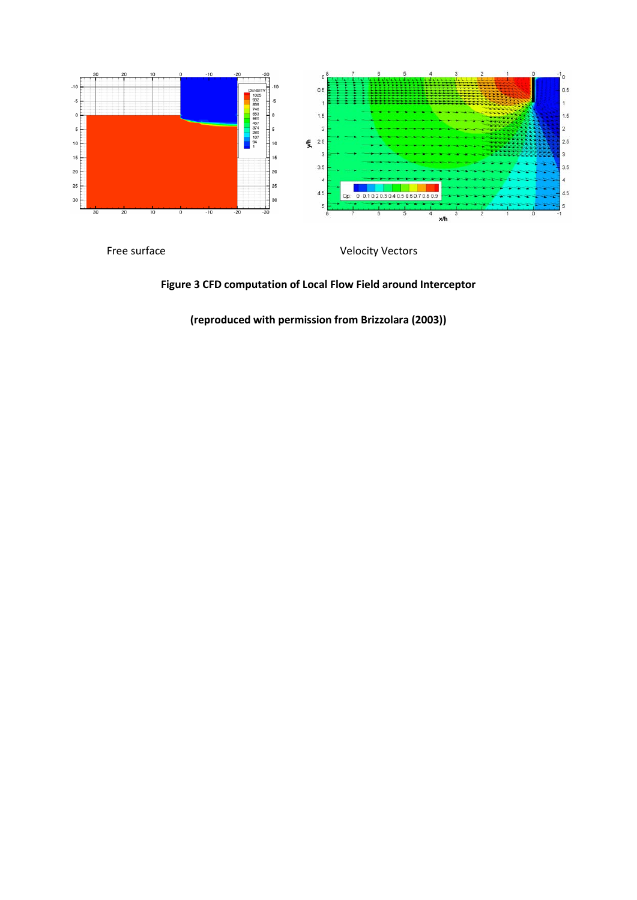Free surface

Velocity Vectors

**Figure 3 CFD computation of Local Flow Field around Interceptor**

**(reproduced with permission from Brizzolara (2003))**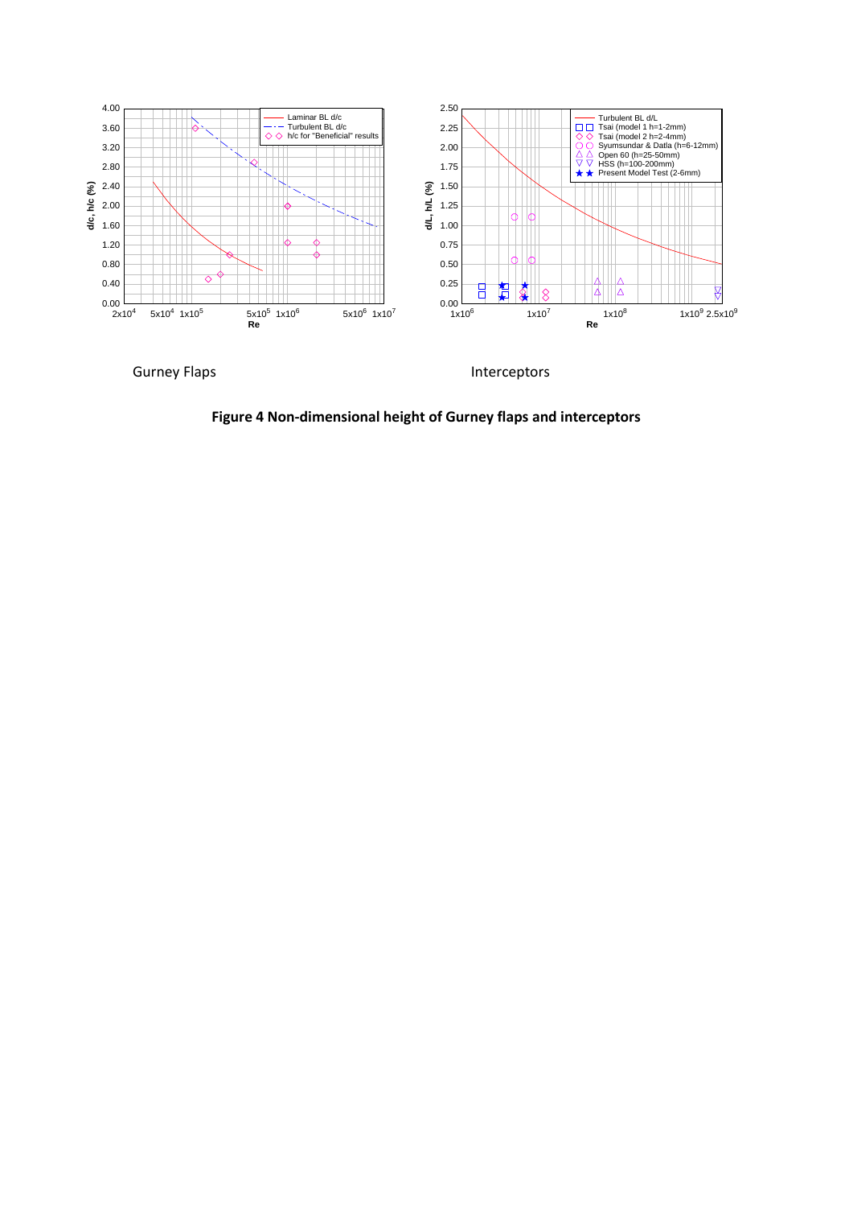Gurney Flaps

Interceptors

**Figure 4 Non-dimensional height of Gurney flaps and interceptors**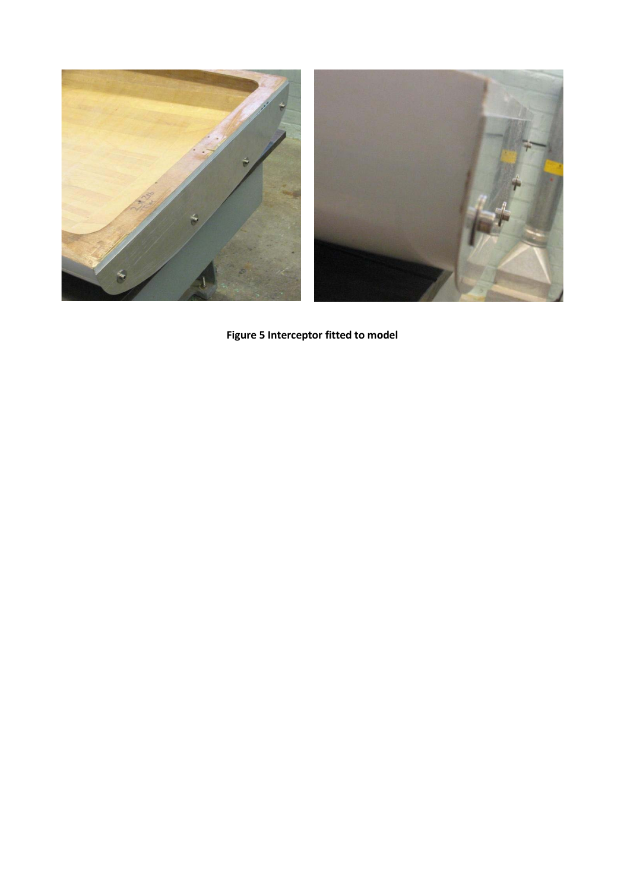**Figure 5 Interceptor fitted to model**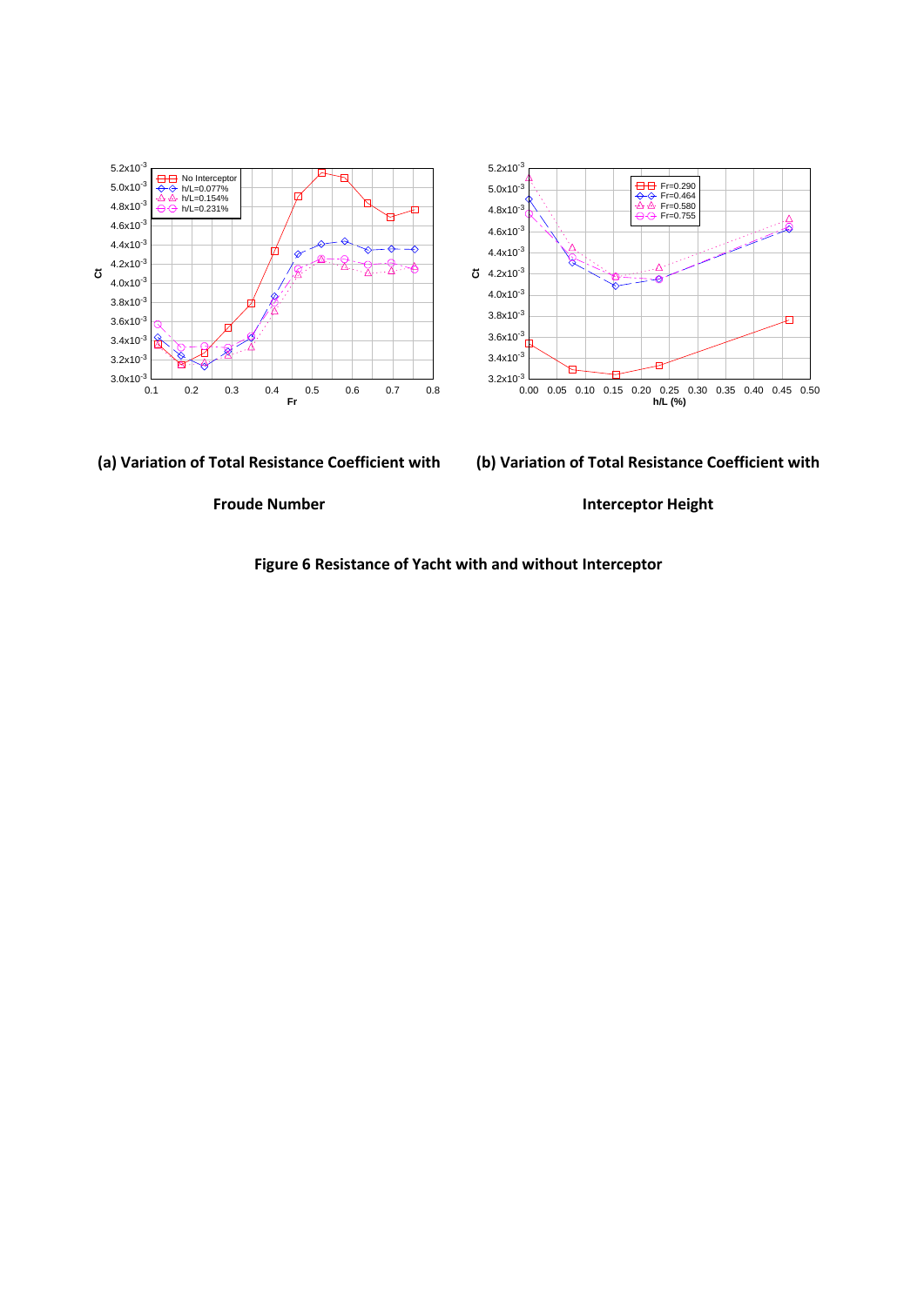(a) Variation of Total Resistance Coefficient with Froude Number

(b) Variation of Total Resistance Coefficient with Interceptor Height

**Figure 6 Resistance of Yacht with and without Interceptor**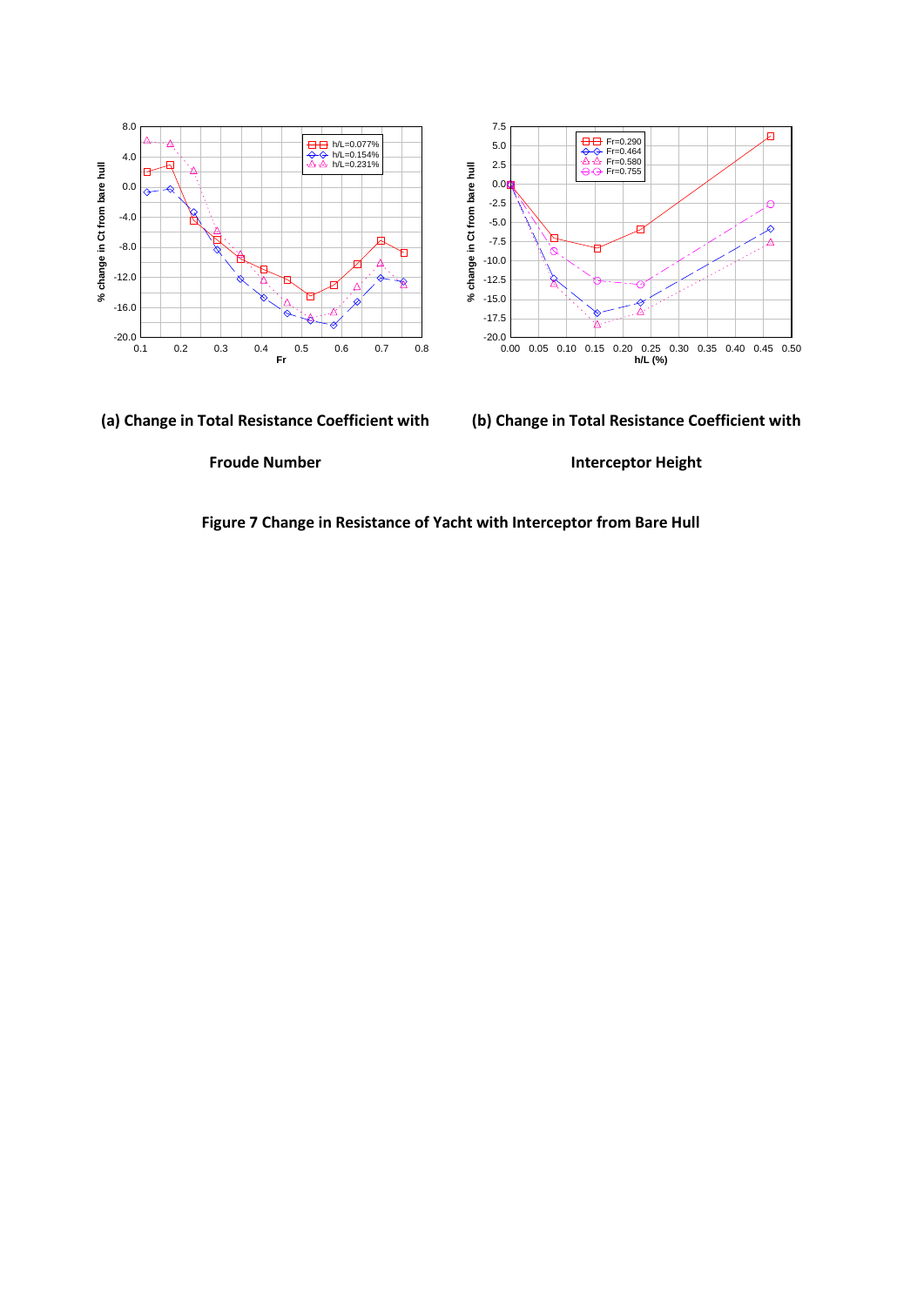(a) Change in Total Resistance Coefficient with Froude Number

(b) Change in Total Resistance Coefficient with Interceptor Height

**Figure 7 Change in Resistance of Yacht with Interceptor from Bare Hull**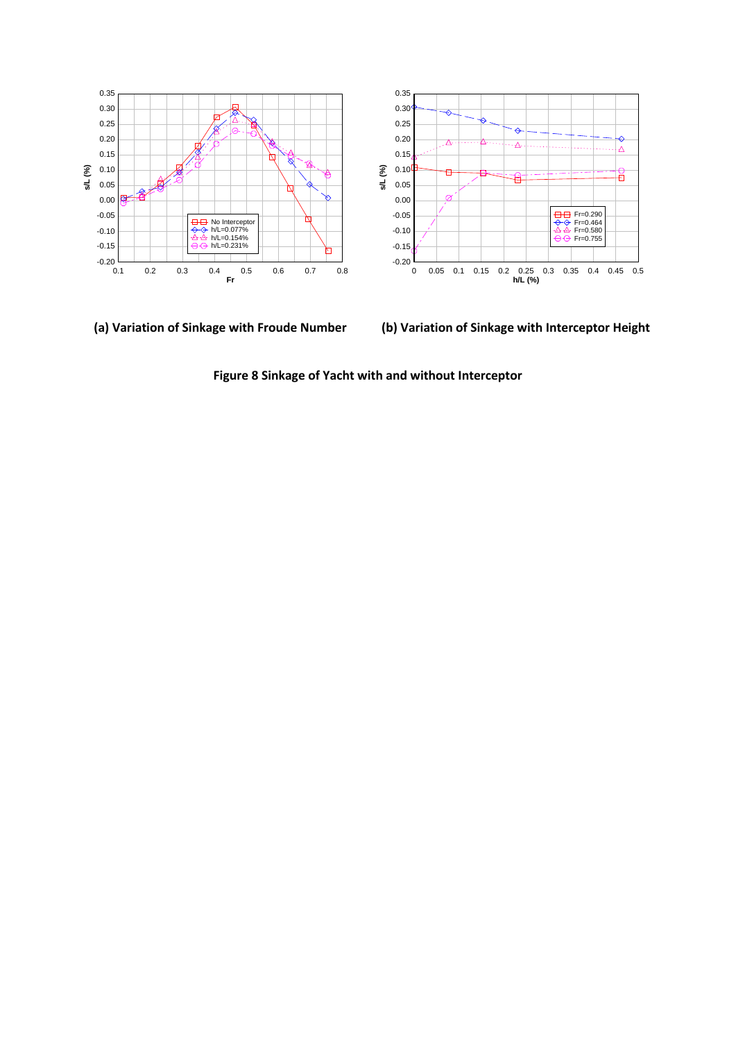(a) Variation of Sinkage with Froude Number

(b) Variation of Sinkage with Interceptor Height

**Figure 8 Sinkage of Yacht with and without Interceptor**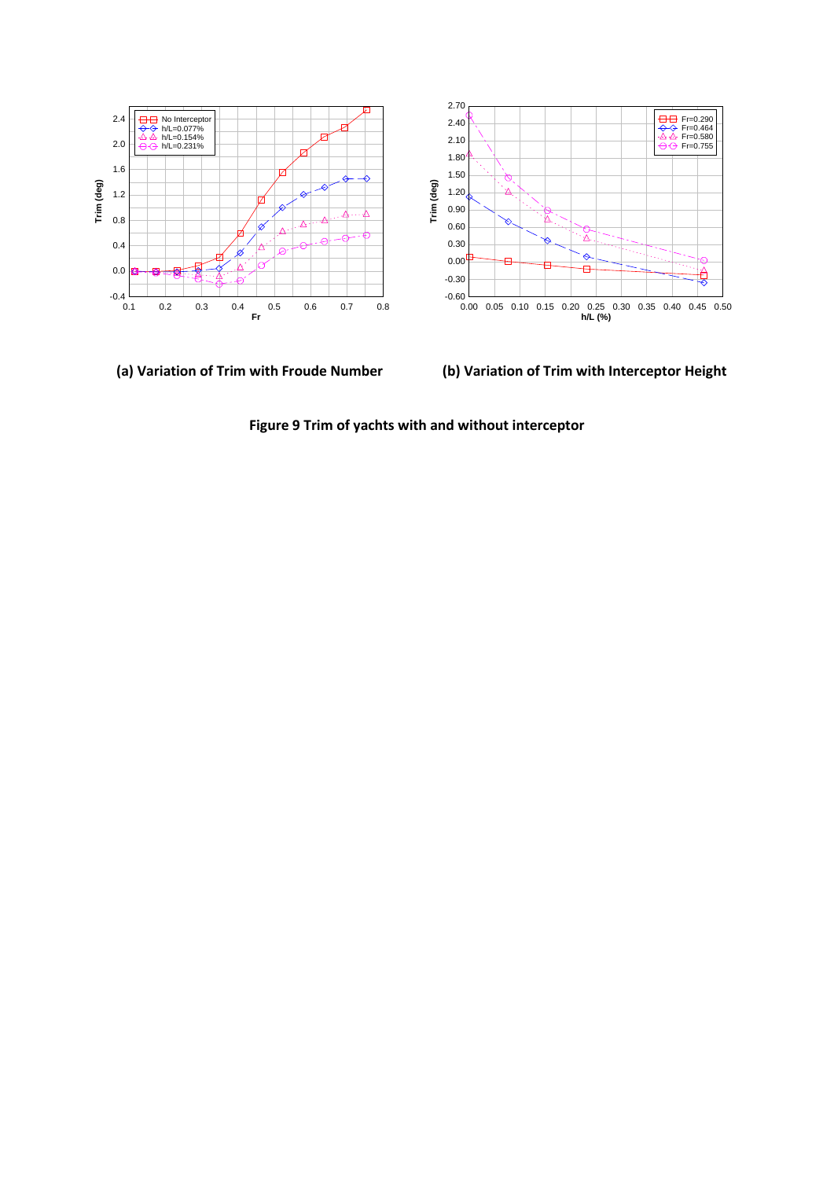**(a) Variation of Trim with Froude Number**

**(b) Variation of Trim with Interceptor Height**

**Figure 9 Trim of yachts with and without interceptor**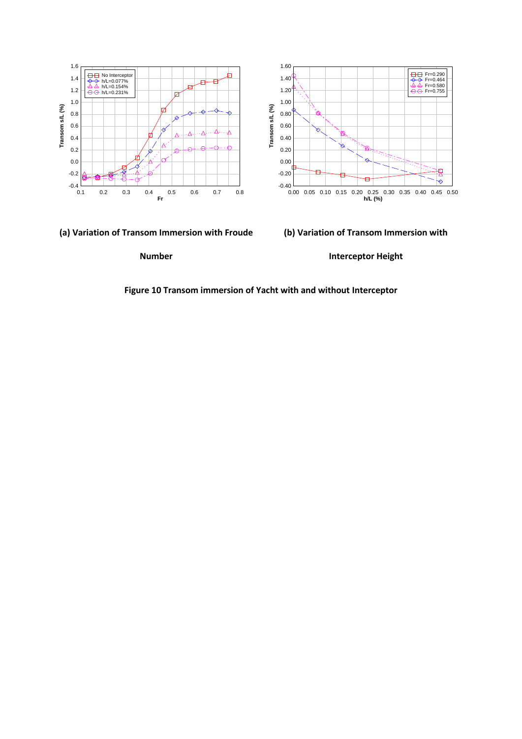**(a) Variation of Transom Immersion with Froude Number**

**(b) Variation of Transom Immersion with Interceptor Height**

**Figure 10 Transom immersion of Yacht with and without Interceptor**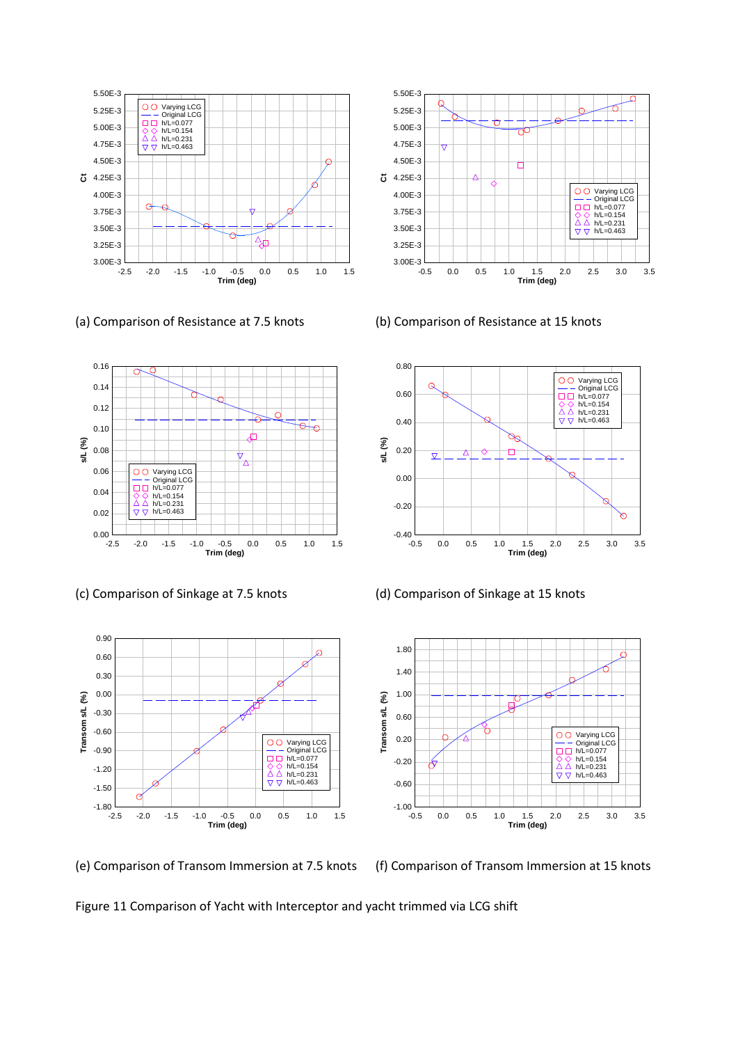(a) Comparison of Resistance at 7.5 knots

(b) Comparison of Resistance at 15 knots

(c) Comparison of Sinkage at 7.5 knots

(d) Comparison of Sinkage at 15 knots

(e) Comparison of Transom Immersion at 7.5 knots

(f) Comparison of Transom Immersion at 15 knots

Figure 11 Comparison of Yacht with Interceptor and yacht trimmed via LCG shift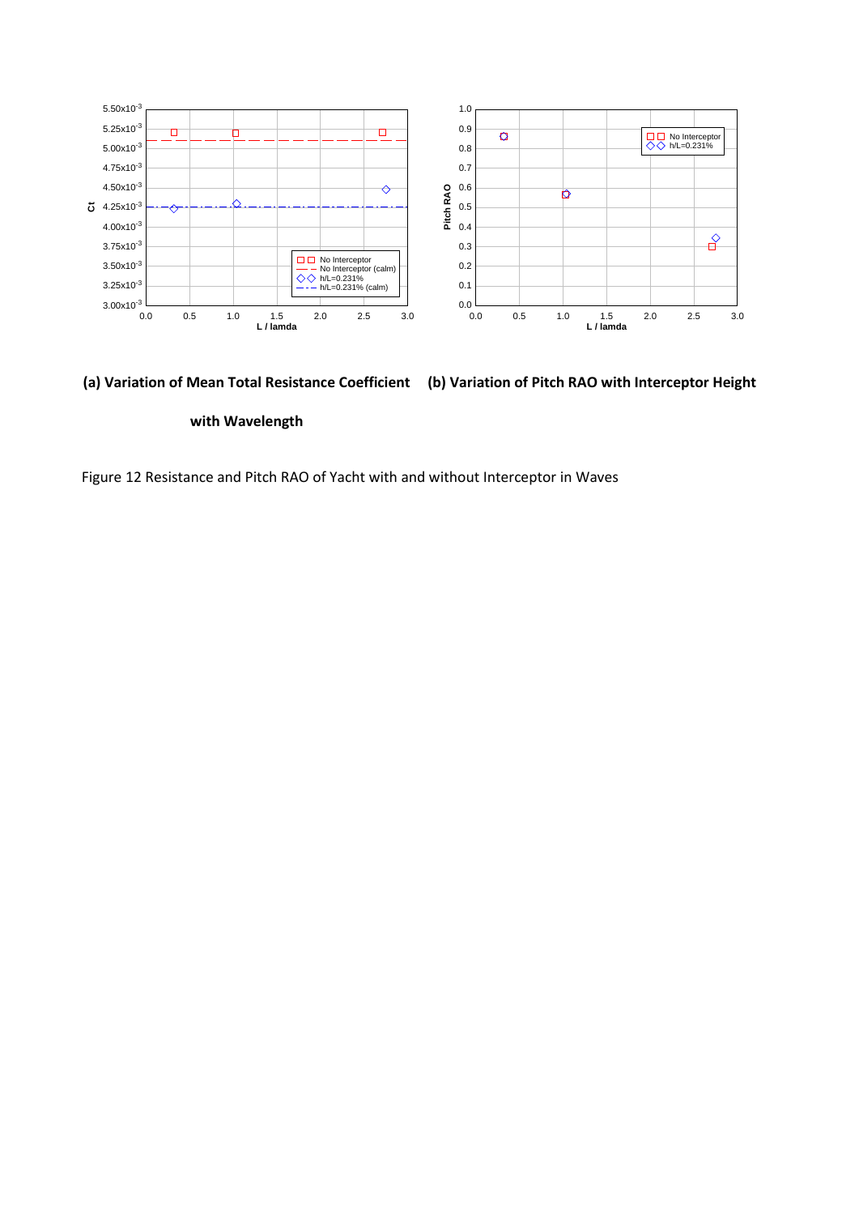5.50x10$^{-3}$
5.25x10$^{-3}$
5.00x10$^{-3}$
4.75x10$^{-3}$
4.50x10$^{-3}$
4.25x10$^{-3}$
4.00x10$^{-3}$
3.75x10$^{-3}$
3.50x10$^{-3}$
3.25x10$^{-3}$
3.00x10$^{-3}$

Ct

0.0 0.5 1.0 1.5 2.0 2.5 3.0

L / lamda

No Interceptor
No Interceptor (calm)
h/L=0.231%
h/L=0.231% (calm)

1.0
0.9
0.8
0.7
0.6
0.5
0.4
0.3
0.2
0.1
0.0

Pitch RAO

0.0 0.5 1.0 1.5 2.0 2.5 3.0

L / lamda

No Interceptor
h/L=0.231%

**(a) Variation of Mean Total Resistance Coefficient with Wavelength**

**(b) Variation of Pitch RAO with Interceptor Height**

Figure 12 Resistance and Pitch RAO of Yacht with and without Interceptor in Waves